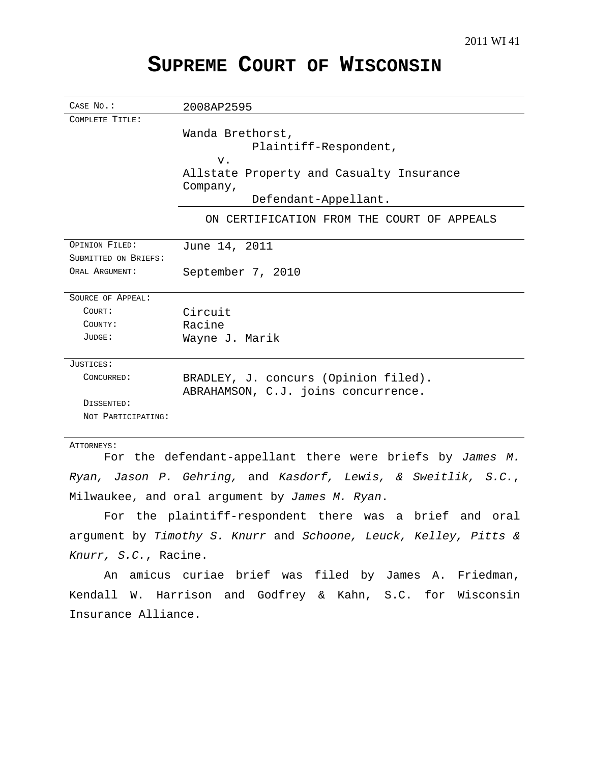2011 WI 41

# SUPREME COURT OF WISCONSIN

| | |
|---|---|
| CASE NO.: | 2008AP2595 |
| COMPLETE TITLE: | Wanda Brethorst,<br>Plaintiff-Respondent,<br>v.<br>Allstate Property and Casualty Insurance Company,<br>Defendant-Appellant. |
| | ON CERTIFICATION FROM THE COURT OF APPEALS |
| OPINION FILED: | June 14, 2011 |
| SUBMITTED ON BRIEFS: | |
| ORAL ARGUMENT: | September 7, 2010 |
| SOURCE OF APPEAL: | |
| COURT: | Circuit |
| COUNTY: | Racine |
| JUDGE: | Wayne J. Marik |
| JUSTICES: | |
| CONCURRED: | BRADLEY, J. concurs (Opinion filed).<br>ABRAHAMSON, C.J. joins concurrence. |
| DISSENTED: | |
| NOT PARTICIPATING: | |

ATTORNEYS:

For the defendant-appellant there were briefs by *James M. Ryan, Jason P. Gehring,* and *Kasdorf, Lewis, & Sweitlik, S.C.*, Milwaukee, and oral argument by *James M. Ryan*.

For the plaintiff-respondent there was a brief and oral argument by *Timothy S. Knurr* and *Schoone, Leuck, Kelley, Pitts & Knurr, S.C.*, Racine.

An amicus curiae brief was filed by James A. Friedman, Kendall W. Harrison and Godfrey & Kahn, S.C. for Wisconsin Insurance Alliance.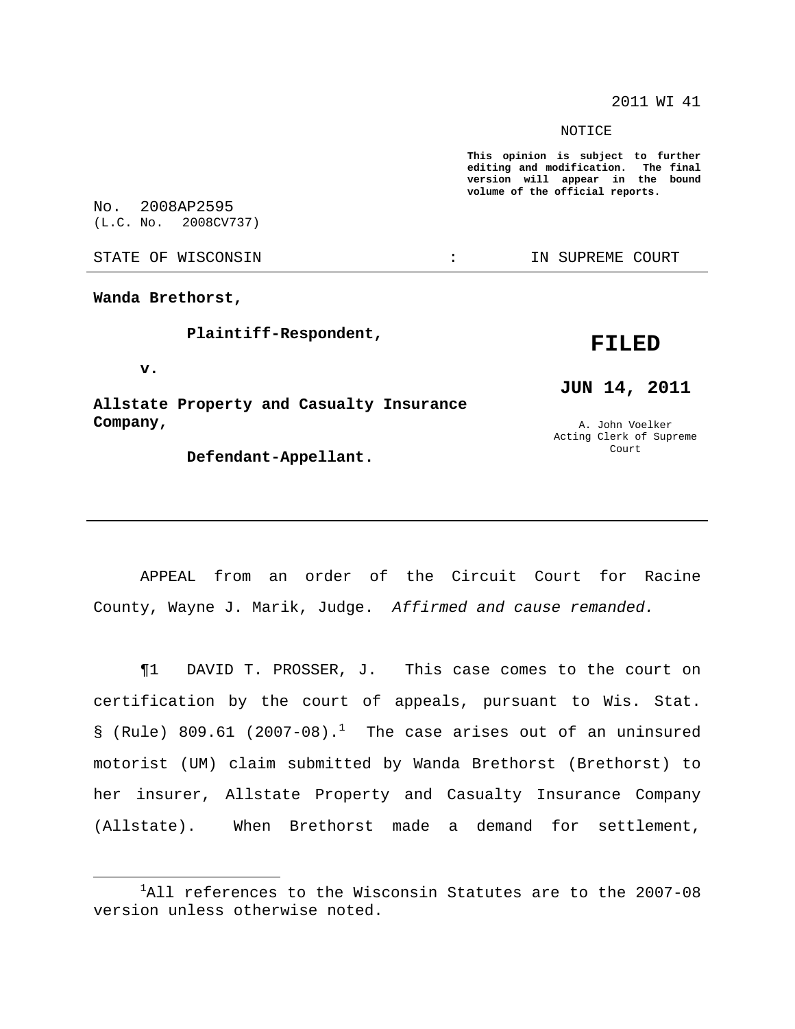2011 WI 41

NOTICE

**This opinion is subject to further editing and modification. The final version will appear in the bound volume of the official reports.**

No. 2008AP2595
(L.C. No. 2008CV737)

STATE OF WISCONSIN : IN SUPREME COURT

---

**Wanda Brethorst,**

**Plaintiff-Respondent,**

**v.**

**Allstate Property and Casualty Insurance Company,**

**Defendant-Appellant.**

**FILED**

**JUN 14, 2011**

A. John Voelker
Acting Clerk of Supreme Court

---

APPEAL from an order of the Circuit Court for Racine County, Wayne J. Marik, Judge. *Affirmed and cause remanded.*

¶1 DAVID T. PROSSER, J. This case comes to the court on certification by the court of appeals, pursuant to Wis. Stat. § (Rule) 809.61 (2007-08).[1] The case arises out of an uninsured motorist (UM) claim submitted by Wanda Brethorst (Brethorst) to her insurer, Allstate Property and Casualty Insurance Company (Allstate). When Brethorst made a demand for settlement,

---

[1]All references to the Wisconsin Statutes are to the 2007-08 version unless otherwise noted.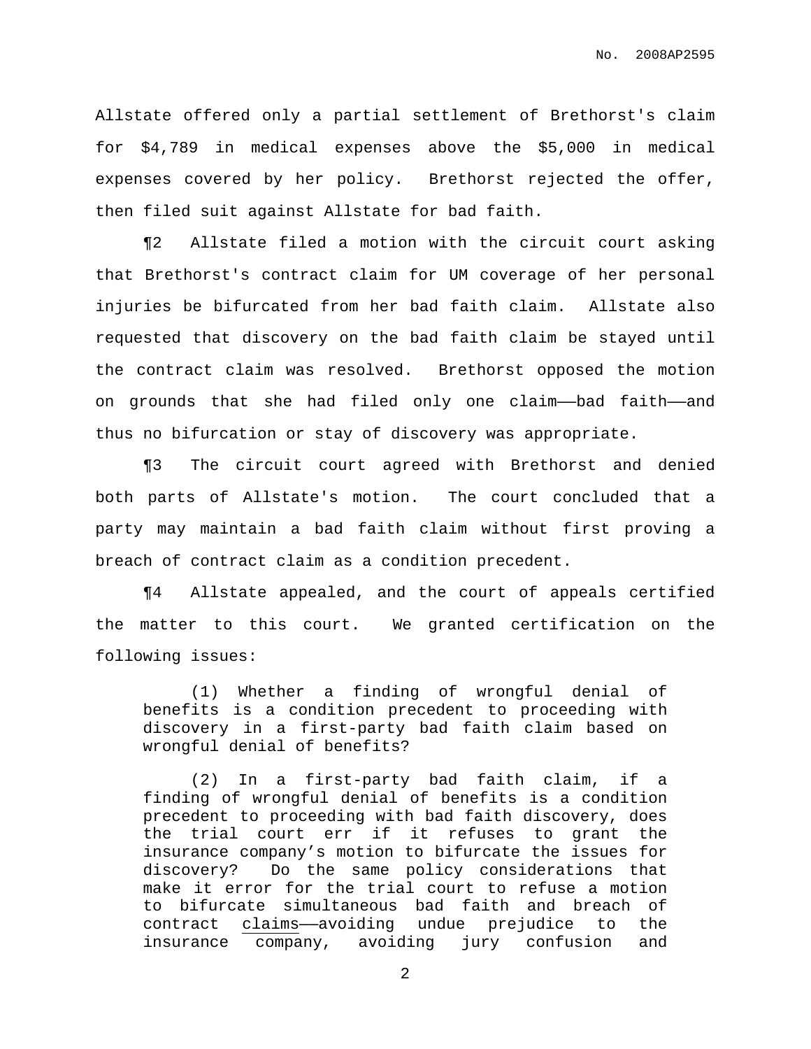Allstate offered only a partial settlement of Brethorst's claim for $4,789 in medical expenses above the $5,000 in medical expenses covered by her policy. Brethorst rejected the offer, then filed suit against Allstate for bad faith.

¶2 Allstate filed a motion with the circuit court asking that Brethorst's contract claim for UM coverage of her personal injuries be bifurcated from her bad faith claim. Allstate also requested that discovery on the bad faith claim be stayed until the contract claim was resolved. Brethorst opposed the motion on grounds that she had filed only one claim——bad faith——and thus no bifurcation or stay of discovery was appropriate.

¶3 The circuit court agreed with Brethorst and denied both parts of Allstate's motion. The court concluded that a party may maintain a bad faith claim without first proving a breach of contract claim as a condition precedent.

¶4 Allstate appealed, and the court of appeals certified the matter to this court. We granted certification on the following issues:

> (1) Whether a finding of wrongful denial of benefits is a condition precedent to proceeding with discovery in a first-party bad faith claim based on wrongful denial of benefits?
>
> (2) In a first-party bad faith claim, if a finding of wrongful denial of benefits is a condition precedent to proceeding with bad faith discovery, does the trial court err if it refuses to grant the insurance company's motion to bifurcate the issues for discovery? Do the same policy considerations that make it error for the trial court to refuse a motion to bifurcate simultaneous bad faith and breach of contract <u>claims</u>——avoiding undue prejudice to the insurance company, avoiding jury confusion and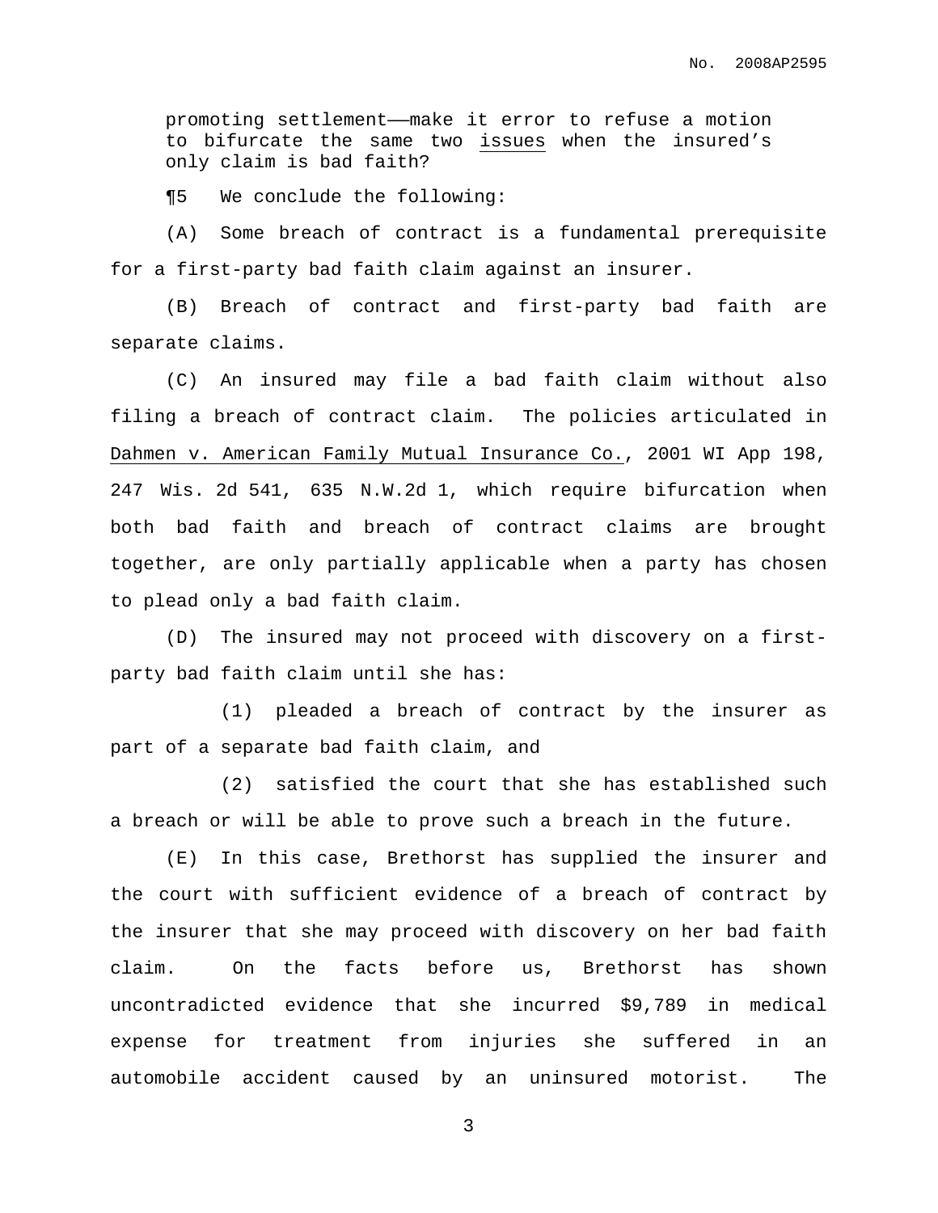promoting settlement——make it error to refuse a motion to bifurcate the same two issues when the insured's only claim is bad faith?

¶5 We conclude the following:

(A) Some breach of contract is a fundamental prerequisite for a first-party bad faith claim against an insurer.

(B) Breach of contract and first-party bad faith are separate claims.

(C) An insured may file a bad faith claim without also filing a breach of contract claim. The policies articulated in Dahmen v. American Family Mutual Insurance Co., 2001 WI App 198, 247 Wis. 2d 541, 635 N.W.2d 1, which require bifurcation when both bad faith and breach of contract claims are brought together, are only partially applicable when a party has chosen to plead only a bad faith claim.

(D) The insured may not proceed with discovery on a first-party bad faith claim until she has:

(1) pleaded a breach of contract by the insurer as part of a separate bad faith claim, and

(2) satisfied the court that she has established such a breach or will be able to prove such a breach in the future.

(E) In this case, Brethorst has supplied the insurer and the court with sufficient evidence of a breach of contract by the insurer that she may proceed with discovery on her bad faith claim. On the facts before us, Brethorst has shown uncontradicted evidence that she incurred $9,789 in medical expense for treatment from injuries she suffered in an automobile accident caused by an uninsured motorist. The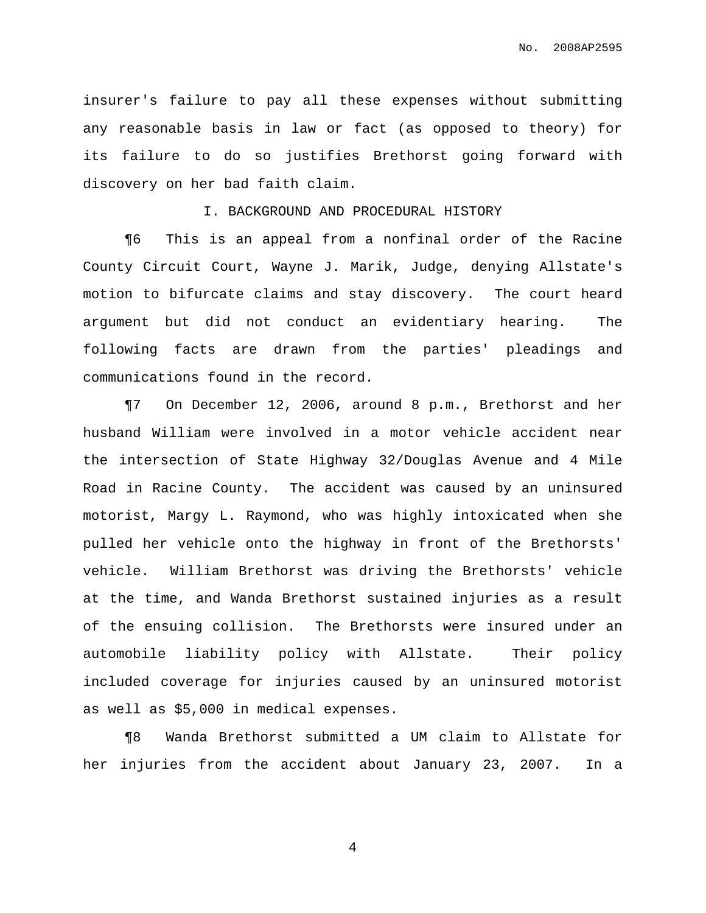insurer's failure to pay all these expenses without submitting any reasonable basis in law or fact (as opposed to theory) for its failure to do so justifies Brethorst going forward with discovery on her bad faith claim.

## I. BACKGROUND AND PROCEDURAL HISTORY

¶6 This is an appeal from a nonfinal order of the Racine County Circuit Court, Wayne J. Marik, Judge, denying Allstate's motion to bifurcate claims and stay discovery. The court heard argument but did not conduct an evidentiary hearing. The following facts are drawn from the parties' pleadings and communications found in the record.

¶7 On December 12, 2006, around 8 p.m., Brethorst and her husband William were involved in a motor vehicle accident near the intersection of State Highway 32/Douglas Avenue and 4 Mile Road in Racine County. The accident was caused by an uninsured motorist, Margy L. Raymond, who was highly intoxicated when she pulled her vehicle onto the highway in front of the Brethorsts' vehicle. William Brethorst was driving the Brethorsts' vehicle at the time, and Wanda Brethorst sustained injuries as a result of the ensuing collision. The Brethorsts were insured under an automobile liability policy with Allstate. Their policy included coverage for injuries caused by an uninsured motorist as well as $5,000 in medical expenses.

¶8 Wanda Brethorst submitted a UM claim to Allstate for her injuries from the accident about January 23, 2007. In a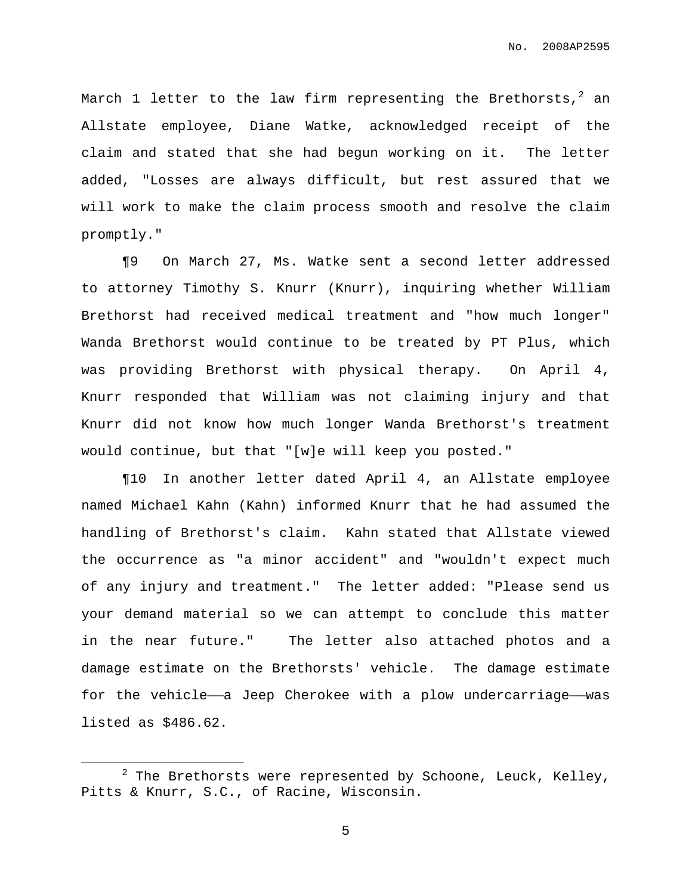March 1 letter to the law firm representing the Brethorsts,[2] an Allstate employee, Diane Watke, acknowledged receipt of the claim and stated that she had begun working on it. The letter added, "Losses are always difficult, but rest assured that we will work to make the claim process smooth and resolve the claim promptly."

¶9 On March 27, Ms. Watke sent a second letter addressed to attorney Timothy S. Knurr (Knurr), inquiring whether William Brethorst had received medical treatment and "how much longer" Wanda Brethorst would continue to be treated by PT Plus, which was providing Brethorst with physical therapy. On April 4, Knurr responded that William was not claiming injury and that Knurr did not know how much longer Wanda Brethorst's treatment would continue, but that "[w]e will keep you posted."

¶10 In another letter dated April 4, an Allstate employee named Michael Kahn (Kahn) informed Knurr that he had assumed the handling of Brethorst's claim. Kahn stated that Allstate viewed the occurrence as "a minor accident" and "wouldn't expect much of any injury and treatment." The letter added: "Please send us your demand material so we can attempt to conclude this matter in the near future." The letter also attached photos and a damage estimate on the Brethorsts' vehicle. The damage estimate for the vehicle——a Jeep Cherokee with a plow undercarriage——was listed as $486.62.

---

[2] The Brethorsts were represented by Schoone, Leuck, Kelley, Pitts & Knurr, S.C., of Racine, Wisconsin.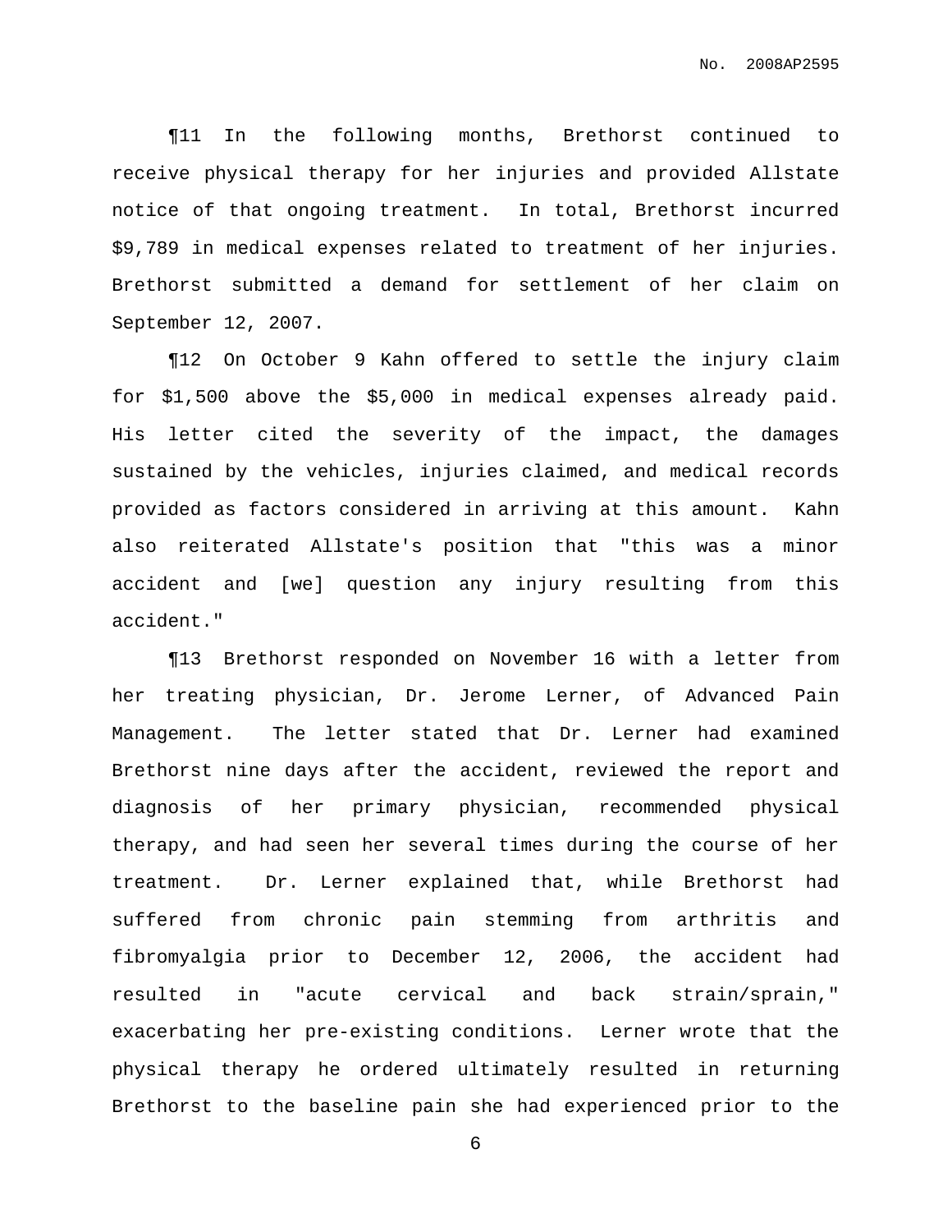¶11 In the following months, Brethorst continued to receive physical therapy for her injuries and provided Allstate notice of that ongoing treatment. In total, Brethorst incurred $9,789 in medical expenses related to treatment of her injuries. Brethorst submitted a demand for settlement of her claim on September 12, 2007.

¶12 On October 9 Kahn offered to settle the injury claim for $1,500 above the $5,000 in medical expenses already paid. His letter cited the severity of the impact, the damages sustained by the vehicles, injuries claimed, and medical records provided as factors considered in arriving at this amount. Kahn also reiterated Allstate's position that "this was a minor accident and [we] question any injury resulting from this accident."

¶13 Brethorst responded on November 16 with a letter from her treating physician, Dr. Jerome Lerner, of Advanced Pain Management. The letter stated that Dr. Lerner had examined Brethorst nine days after the accident, reviewed the report and diagnosis of her primary physician, recommended physical therapy, and had seen her several times during the course of her treatment. Dr. Lerner explained that, while Brethorst had suffered from chronic pain stemming from arthritis and fibromyalgia prior to December 12, 2006, the accident had resulted in "acute cervical and back strain/sprain," exacerbating her pre-existing conditions. Lerner wrote that the physical therapy he ordered ultimately resulted in returning Brethorst to the baseline pain she had experienced prior to the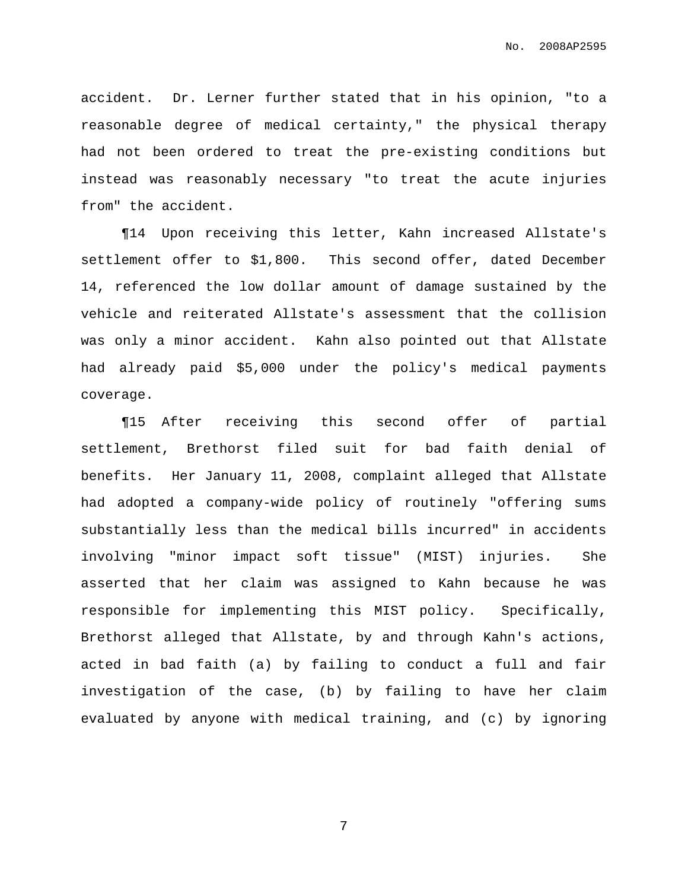accident. Dr. Lerner further stated that in his opinion, "to a reasonable degree of medical certainty," the physical therapy had not been ordered to treat the pre-existing conditions but instead was reasonably necessary "to treat the acute injuries from" the accident.

¶14 Upon receiving this letter, Kahn increased Allstate's settlement offer to $1,800. This second offer, dated December 14, referenced the low dollar amount of damage sustained by the vehicle and reiterated Allstate's assessment that the collision was only a minor accident. Kahn also pointed out that Allstate had already paid $5,000 under the policy's medical payments coverage.

¶15 After receiving this second offer of partial settlement, Brethorst filed suit for bad faith denial of benefits. Her January 11, 2008, complaint alleged that Allstate had adopted a company-wide policy of routinely "offering sums substantially less than the medical bills incurred" in accidents involving "minor impact soft tissue" (MIST) injuries. She asserted that her claim was assigned to Kahn because he was responsible for implementing this MIST policy. Specifically, Brethorst alleged that Allstate, by and through Kahn's actions, acted in bad faith (a) by failing to conduct a full and fair investigation of the case, (b) by failing to have her claim evaluated by anyone with medical training, and (c) by ignoring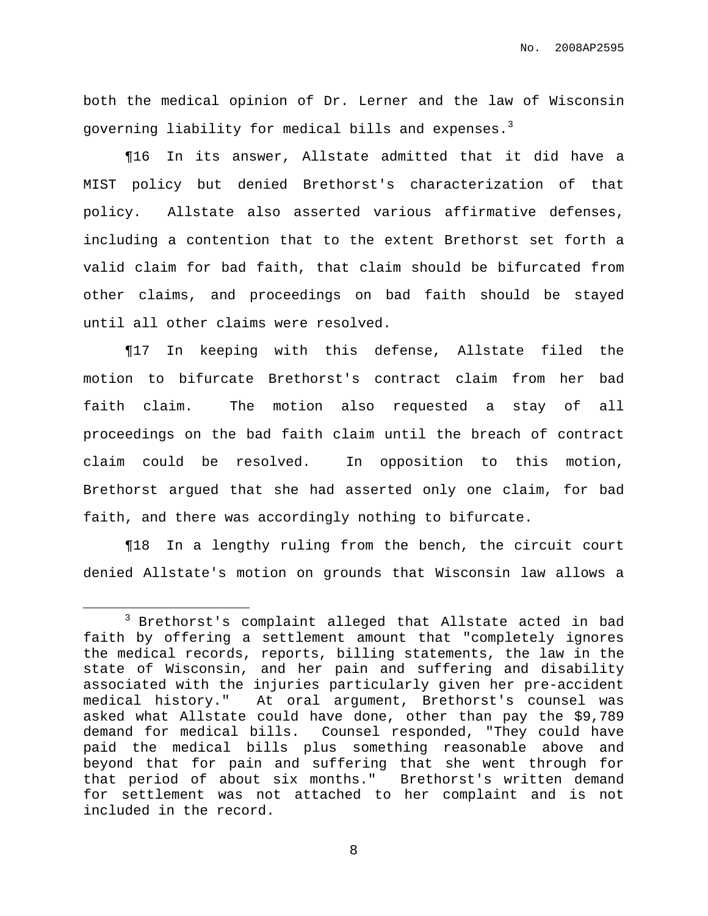both the medical opinion of Dr. Lerner and the law of Wisconsin governing liability for medical bills and expenses.[3]

¶16 In its answer, Allstate admitted that it did have a MIST policy but denied Brethorst's characterization of that policy. Allstate also asserted various affirmative defenses, including a contention that to the extent Brethorst set forth a valid claim for bad faith, that claim should be bifurcated from other claims, and proceedings on bad faith should be stayed until all other claims were resolved.

¶17 In keeping with this defense, Allstate filed the motion to bifurcate Brethorst's contract claim from her bad faith claim. The motion also requested a stay of all proceedings on the bad faith claim until the breach of contract claim could be resolved. In opposition to this motion, Brethorst argued that she had asserted only one claim, for bad faith, and there was accordingly nothing to bifurcate.

¶18 In a lengthy ruling from the bench, the circuit court denied Allstate's motion on grounds that Wisconsin law allows a

---

[3] Brethorst's complaint alleged that Allstate acted in bad faith by offering a settlement amount that "completely ignores the medical records, reports, billing statements, the law in the state of Wisconsin, and her pain and suffering and disability associated with the injuries particularly given her pre-accident medical history." At oral argument, Brethorst's counsel was asked what Allstate could have done, other than pay the $9,789 demand for medical bills. Counsel responded, "They could have paid the medical bills plus something reasonable above and beyond that for pain and suffering that she went through for that period of about six months." Brethorst's written demand for settlement was not attached to her complaint and is not included in the record.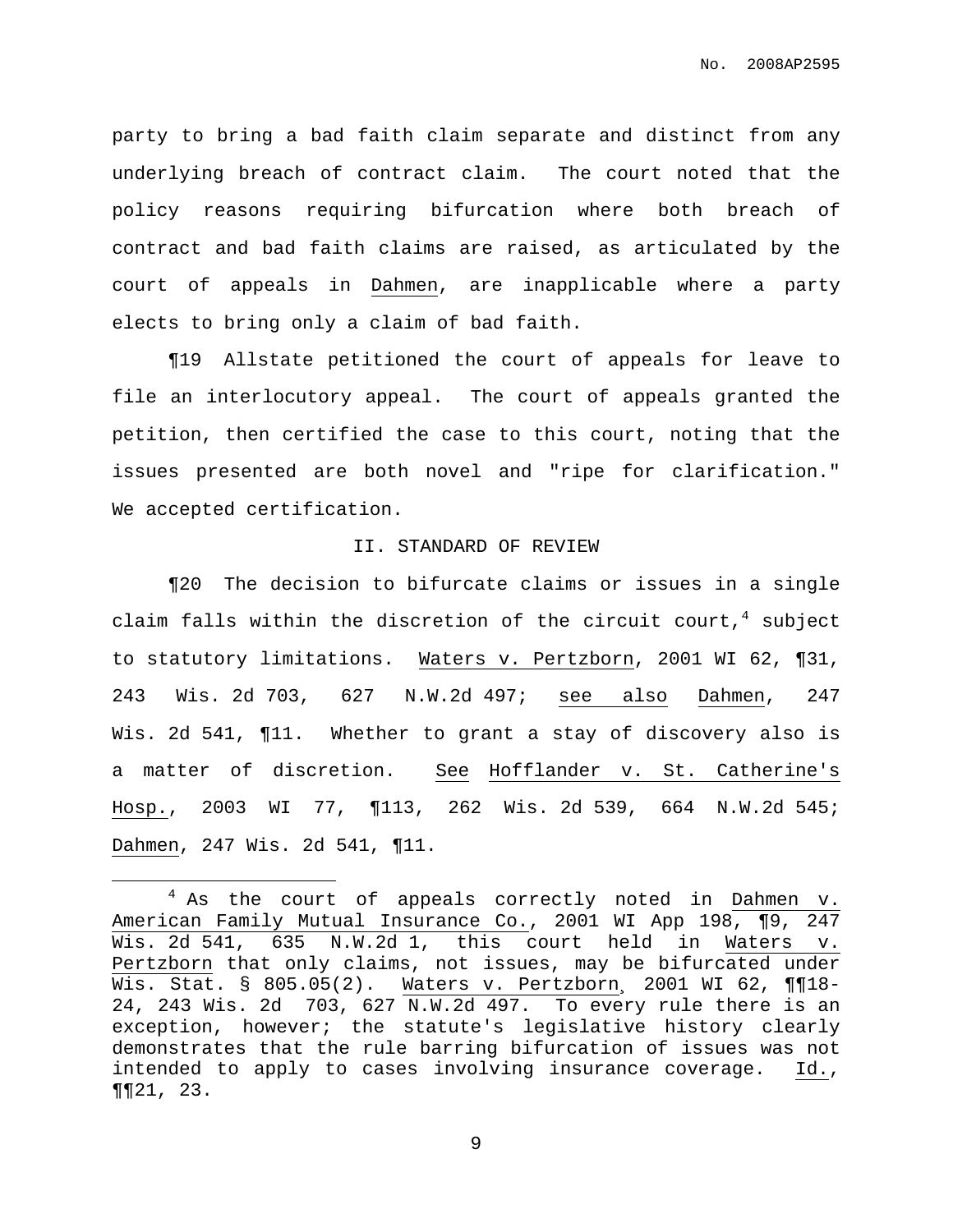party to bring a bad faith claim separate and distinct from any underlying breach of contract claim. The court noted that the policy reasons requiring bifurcation where both breach of contract and bad faith claims are raised, as articulated by the court of appeals in Dahmen, are inapplicable where a party elects to bring only a claim of bad faith.

¶19 Allstate petitioned the court of appeals for leave to file an interlocutory appeal. The court of appeals granted the petition, then certified the case to this court, noting that the issues presented are both novel and "ripe for clarification." We accepted certification.

## II. STANDARD OF REVIEW

¶20 The decision to bifurcate claims or issues in a single claim falls within the discretion of the circuit court,[4] subject to statutory limitations. Waters v. Pertzborn, 2001 WI 62, ¶31, 243 Wis. 2d 703, 627 N.W.2d 497; see also Dahmen, 247 Wis. 2d 541, ¶11. Whether to grant a stay of discovery also is a matter of discretion. See Hofflander v. St. Catherine's Hosp., 2003 WI 77, ¶113, 262 Wis. 2d 539, 664 N.W.2d 545; Dahmen, 247 Wis. 2d 541, ¶11.

---

[4] As the court of appeals correctly noted in Dahmen v. American Family Mutual Insurance Co., 2001 WI App 198, ¶9, 247 Wis. 2d 541, 635 N.W.2d 1, this court held in Waters v. Pertzborn that only claims, not issues, may be bifurcated under Wis. Stat. § 805.05(2). Waters v. Pertzborn, 2001 WI 62, ¶¶18-24, 243 Wis. 2d 703, 627 N.W.2d 497. To every rule there is an exception, however; the statute's legislative history clearly demonstrates that the rule barring bifurcation of issues was not intended to apply to cases involving insurance coverage. Id., ¶¶21, 23.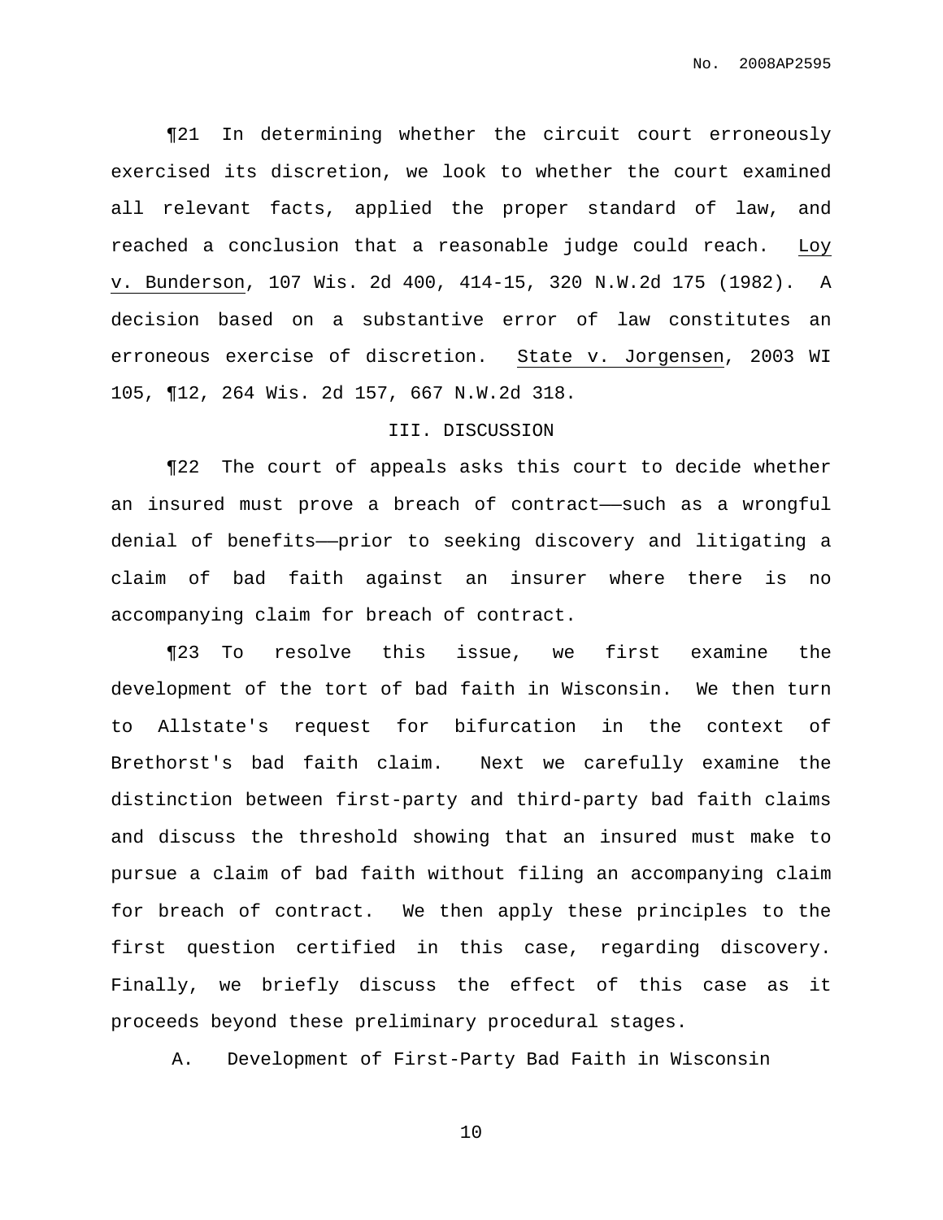¶21 In determining whether the circuit court erroneously exercised its discretion, we look to whether the court examined all relevant facts, applied the proper standard of law, and reached a conclusion that a reasonable judge could reach. Loy v. Bunderson, 107 Wis. 2d 400, 414-15, 320 N.W.2d 175 (1982). A decision based on a substantive error of law constitutes an erroneous exercise of discretion. State v. Jorgensen, 2003 WI 105, ¶12, 264 Wis. 2d 157, 667 N.W.2d 318.

## III. DISCUSSION

¶22 The court of appeals asks this court to decide whether an insured must prove a breach of contract——such as a wrongful denial of benefits——prior to seeking discovery and litigating a claim of bad faith against an insurer where there is no accompanying claim for breach of contract.

¶23 To resolve this issue, we first examine the development of the tort of bad faith in Wisconsin. We then turn to Allstate's request for bifurcation in the context of Brethorst's bad faith claim. Next we carefully examine the distinction between first-party and third-party bad faith claims and discuss the threshold showing that an insured must make to pursue a claim of bad faith without filing an accompanying claim for breach of contract. We then apply these principles to the first question certified in this case, regarding discovery. Finally, we briefly discuss the effect of this case as it proceeds beyond these preliminary procedural stages.

### A. Development of First-Party Bad Faith in Wisconsin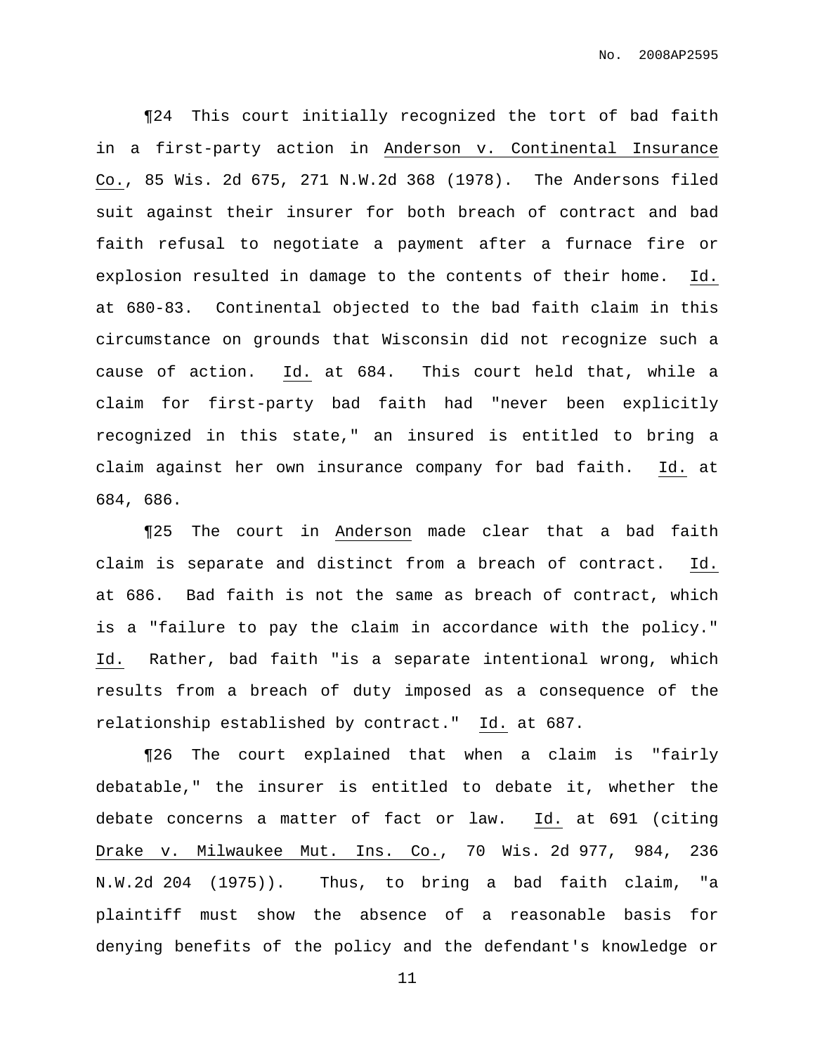¶24 This court initially recognized the tort of bad faith in a first-party action in Anderson v. Continental Insurance Co., 85 Wis. 2d 675, 271 N.W.2d 368 (1978). The Andersons filed suit against their insurer for both breach of contract and bad faith refusal to negotiate a payment after a furnace fire or explosion resulted in damage to the contents of their home. Id. at 680-83. Continental objected to the bad faith claim in this circumstance on grounds that Wisconsin did not recognize such a cause of action. Id. at 684. This court held that, while a claim for first-party bad faith had "never been explicitly recognized in this state," an insured is entitled to bring a claim against her own insurance company for bad faith. Id. at 684, 686.

¶25 The court in Anderson made clear that a bad faith claim is separate and distinct from a breach of contract. Id. at 686. Bad faith is not the same as breach of contract, which is a "failure to pay the claim in accordance with the policy." Id. Rather, bad faith "is a separate intentional wrong, which results from a breach of duty imposed as a consequence of the relationship established by contract." Id. at 687.

¶26 The court explained that when a claim is "fairly debatable," the insurer is entitled to debate it, whether the debate concerns a matter of fact or law. Id. at 691 (citing Drake v. Milwaukee Mut. Ins. Co., 70 Wis. 2d 977, 984, 236 N.W.2d 204 (1975)). Thus, to bring a bad faith claim, "a plaintiff must show the absence of a reasonable basis for denying benefits of the policy and the defendant's knowledge or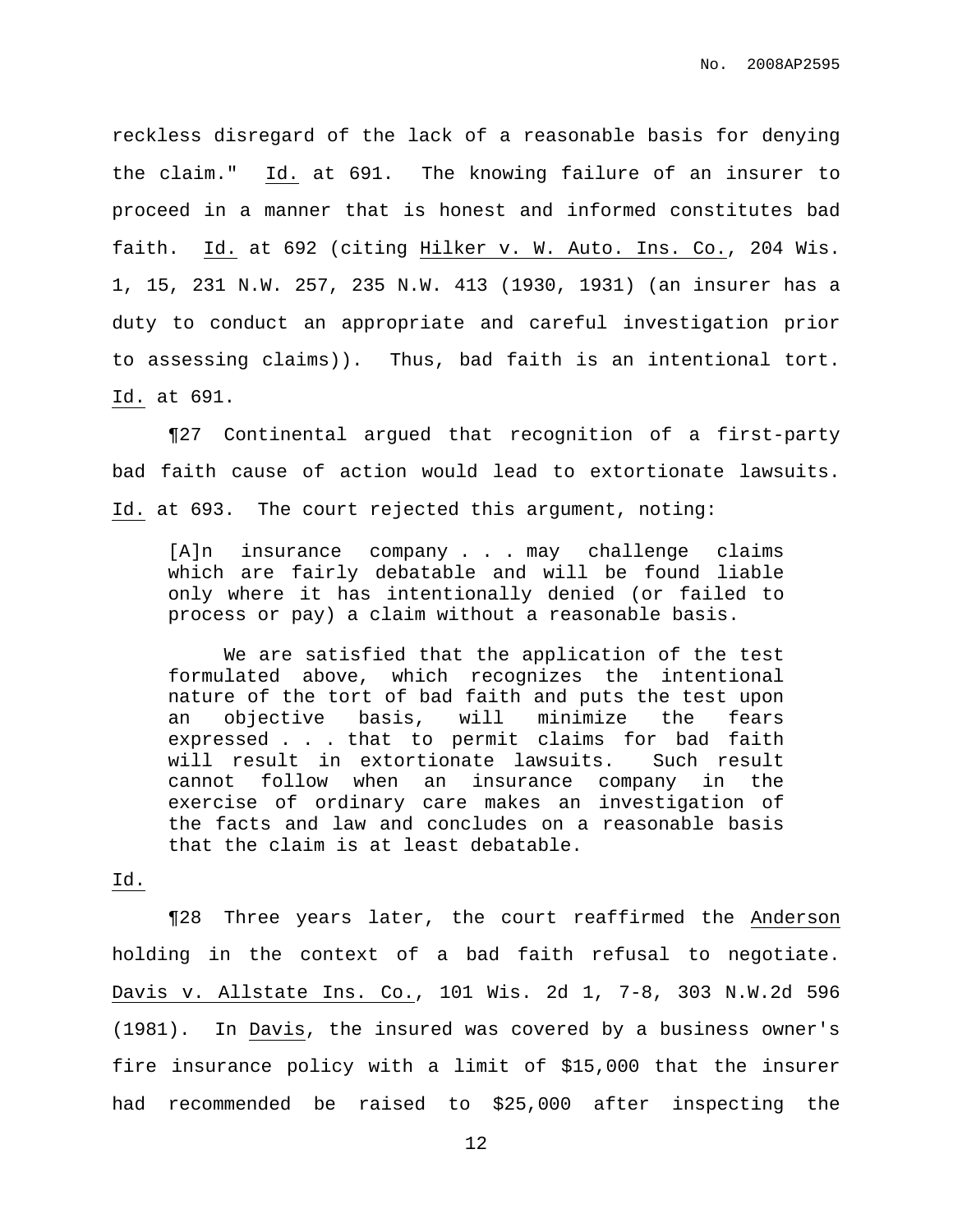reckless disregard of the lack of a reasonable basis for denying the claim." Id. at 691. The knowing failure of an insurer to proceed in a manner that is honest and informed constitutes bad faith. Id. at 692 (citing Hilker v. W. Auto. Ins. Co., 204 Wis. 1, 15, 231 N.W. 257, 235 N.W. 413 (1930, 1931) (an insurer has a duty to conduct an appropriate and careful investigation prior to assessing claims)). Thus, bad faith is an intentional tort. Id. at 691.

¶27 Continental argued that recognition of a first-party bad faith cause of action would lead to extortionate lawsuits. Id. at 693. The court rejected this argument, noting:

> [A]n insurance company . . . may challenge claims which are fairly debatable and will be found liable only where it has intentionally denied (or failed to process or pay) a claim without a reasonable basis.
>
> We are satisfied that the application of the test formulated above, which recognizes the intentional nature of the tort of bad faith and puts the test upon an objective basis, will minimize the fears expressed . . . that to permit claims for bad faith will result in extortionate lawsuits. Such result cannot follow when an insurance company in the exercise of ordinary care makes an investigation of the facts and law and concludes on a reasonable basis that the claim is at least debatable.

Id.

¶28 Three years later, the court reaffirmed the Anderson holding in the context of a bad faith refusal to negotiate. Davis v. Allstate Ins. Co., 101 Wis. 2d 1, 7-8, 303 N.W.2d 596 (1981). In Davis, the insured was covered by a business owner's fire insurance policy with a limit of $15,000 that the insurer had recommended be raised to $25,000 after inspecting the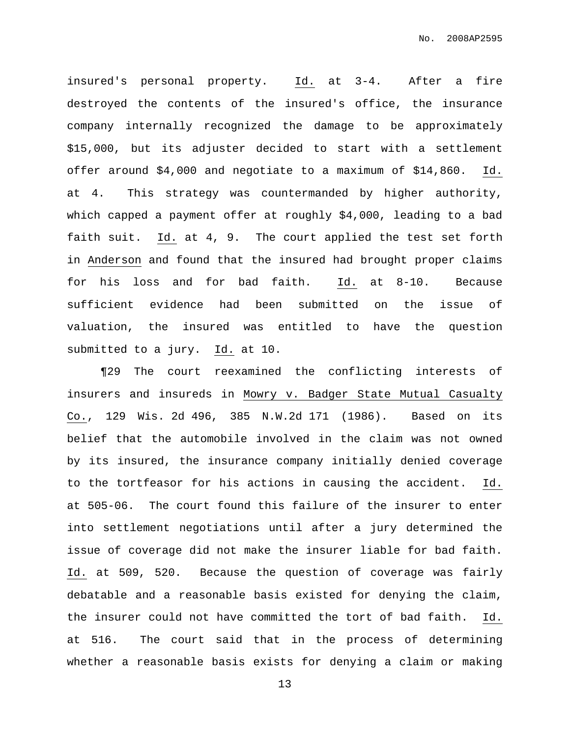insured's personal property. _Id._ at 3-4. After a fire destroyed the contents of the insured's office, the insurance company internally recognized the damage to be approximately $15,000, but its adjuster decided to start with a settlement offer around $4,000 and negotiate to a maximum of $14,860. _Id._ at 4. This strategy was countermanded by higher authority, which capped a payment offer at roughly $4,000, leading to a bad faith suit. _Id._ at 4, 9. The court applied the test set forth in _Anderson_ and found that the insured had brought proper claims for his loss and for bad faith. _Id._ at 8-10. Because sufficient evidence had been submitted on the issue of valuation, the insured was entitled to have the question submitted to a jury. _Id._ at 10.

¶29 The court reexamined the conflicting interests of insurers and insureds in _Mowry v. Badger State Mutual Casualty Co._, 129 Wis. 2d 496, 385 N.W.2d 171 (1986). Based on its belief that the automobile involved in the claim was not owned by its insured, the insurance company initially denied coverage to the tortfeasor for his actions in causing the accident. _Id._ at 505-06. The court found this failure of the insurer to enter into settlement negotiations until after a jury determined the issue of coverage did not make the insurer liable for bad faith. _Id._ at 509, 520. Because the question of coverage was fairly debatable and a reasonable basis existed for denying the claim, the insurer could not have committed the tort of bad faith. _Id._ at 516. The court said that in the process of determining whether a reasonable basis exists for denying a claim or making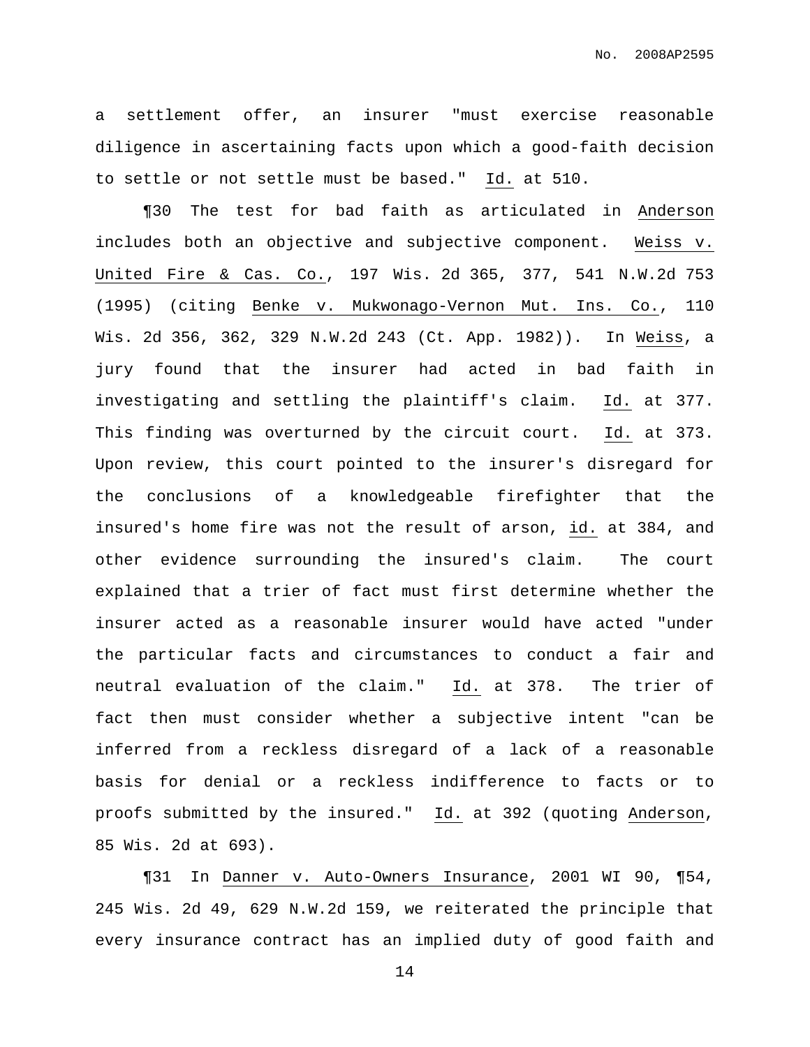a settlement offer, an insurer "must exercise reasonable diligence in ascertaining facts upon which a good-faith decision to settle or not settle must be based." Id. at 510.

¶30 The test for bad faith as articulated in Anderson includes both an objective and subjective component. Weiss v. United Fire & Cas. Co., 197 Wis. 2d 365, 377, 541 N.W.2d 753 (1995) (citing Benke v. Mukwonago-Vernon Mut. Ins. Co., 110 Wis. 2d 356, 362, 329 N.W.2d 243 (Ct. App. 1982)). In Weiss, a jury found that the insurer had acted in bad faith in investigating and settling the plaintiff's claim. Id. at 377. This finding was overturned by the circuit court. Id. at 373. Upon review, this court pointed to the insurer's disregard for the conclusions of a knowledgeable firefighter that the insured's home fire was not the result of arson, id. at 384, and other evidence surrounding the insured's claim. The court explained that a trier of fact must first determine whether the insurer acted as a reasonable insurer would have acted "under the particular facts and circumstances to conduct a fair and neutral evaluation of the claim." Id. at 378. The trier of fact then must consider whether a subjective intent "can be inferred from a reckless disregard of a lack of a reasonable basis for denial or a reckless indifference to facts or to proofs submitted by the insured." Id. at 392 (quoting Anderson, 85 Wis. 2d at 693).

¶31 In Danner v. Auto-Owners Insurance, 2001 WI 90, ¶54, 245 Wis. 2d 49, 629 N.W.2d 159, we reiterated the principle that every insurance contract has an implied duty of good faith and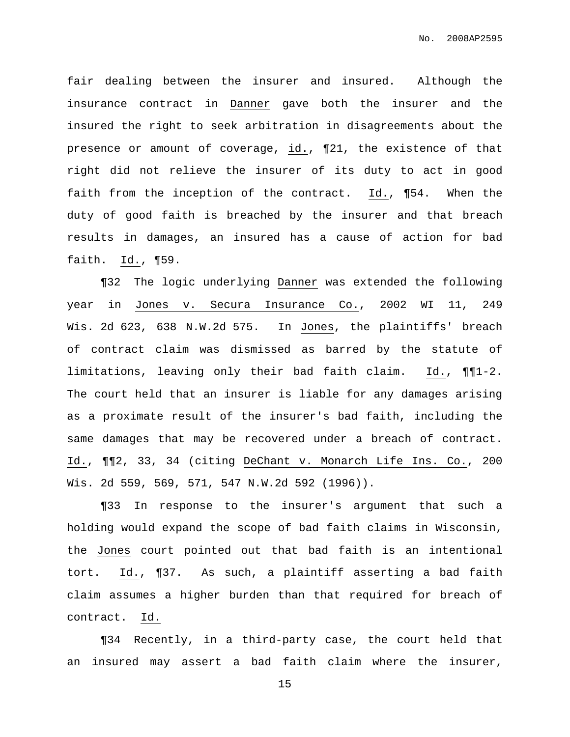fair dealing between the insurer and insured. Although the insurance contract in Danner gave both the insurer and the insured the right to seek arbitration in disagreements about the presence or amount of coverage, id., ¶21, the existence of that right did not relieve the insurer of its duty to act in good faith from the inception of the contract. Id., ¶54. When the duty of good faith is breached by the insurer and that breach results in damages, an insured has a cause of action for bad faith. Id., ¶59.

¶32 The logic underlying Danner was extended the following year in Jones v. Secura Insurance Co., 2002 WI 11, 249 Wis. 2d 623, 638 N.W.2d 575. In Jones, the plaintiffs' breach of contract claim was dismissed as barred by the statute of limitations, leaving only their bad faith claim. Id., ¶¶1-2. The court held that an insurer is liable for any damages arising as a proximate result of the insurer's bad faith, including the same damages that may be recovered under a breach of contract. Id., ¶¶2, 33, 34 (citing DeChant v. Monarch Life Ins. Co., 200 Wis. 2d 559, 569, 571, 547 N.W.2d 592 (1996)).

¶33 In response to the insurer's argument that such a holding would expand the scope of bad faith claims in Wisconsin, the Jones court pointed out that bad faith is an intentional tort. Id., ¶37. As such, a plaintiff asserting a bad faith claim assumes a higher burden than that required for breach of contract. Id.

¶34 Recently, in a third-party case, the court held that an insured may assert a bad faith claim where the insurer,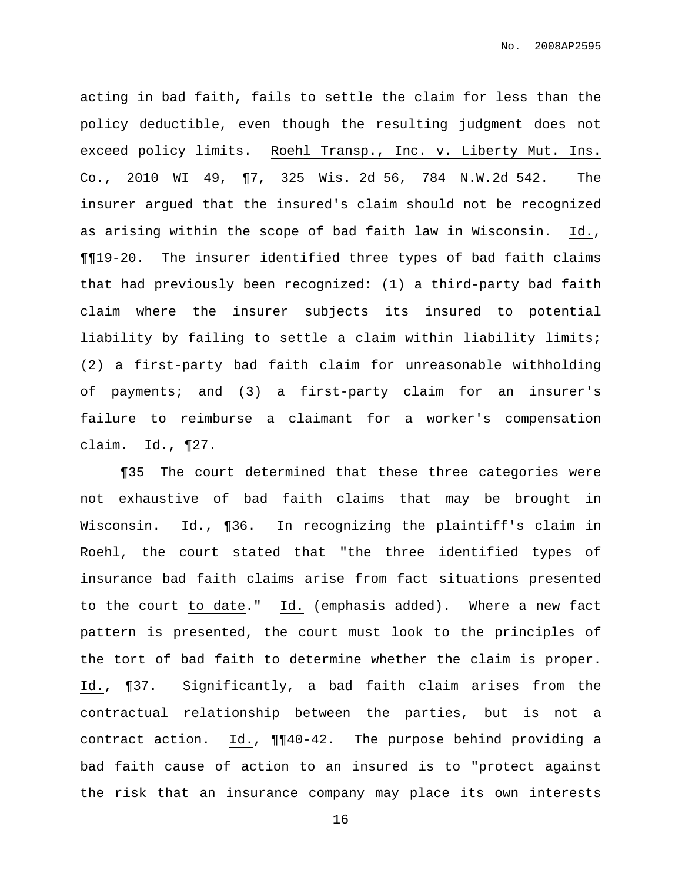acting in bad faith, fails to settle the claim for less than the policy deductible, even though the resulting judgment does not exceed policy limits. Roehl Transp., Inc. v. Liberty Mut. Ins. Co., 2010 WI 49, ¶7, 325 Wis. 2d 56, 784 N.W.2d 542. The insurer argued that the insured's claim should not be recognized as arising within the scope of bad faith law in Wisconsin. Id., ¶¶19-20. The insurer identified three types of bad faith claims that had previously been recognized: (1) a third-party bad faith claim where the insurer subjects its insured to potential liability by failing to settle a claim within liability limits; (2) a first-party bad faith claim for unreasonable withholding of payments; and (3) a first-party claim for an insurer's failure to reimburse a claimant for a worker's compensation claim. Id., ¶27.

¶35 The court determined that these three categories were not exhaustive of bad faith claims that may be brought in Wisconsin. Id., ¶36. In recognizing the plaintiff's claim in Roehl, the court stated that "the three identified types of insurance bad faith claims arise from fact situations presented to the court to date." Id. (emphasis added). Where a new fact pattern is presented, the court must look to the principles of the tort of bad faith to determine whether the claim is proper. Id., ¶37. Significantly, a bad faith claim arises from the contractual relationship between the parties, but is not a contract action. Id., ¶¶40-42. The purpose behind providing a bad faith cause of action to an insured is to "protect against the risk that an insurance company may place its own interests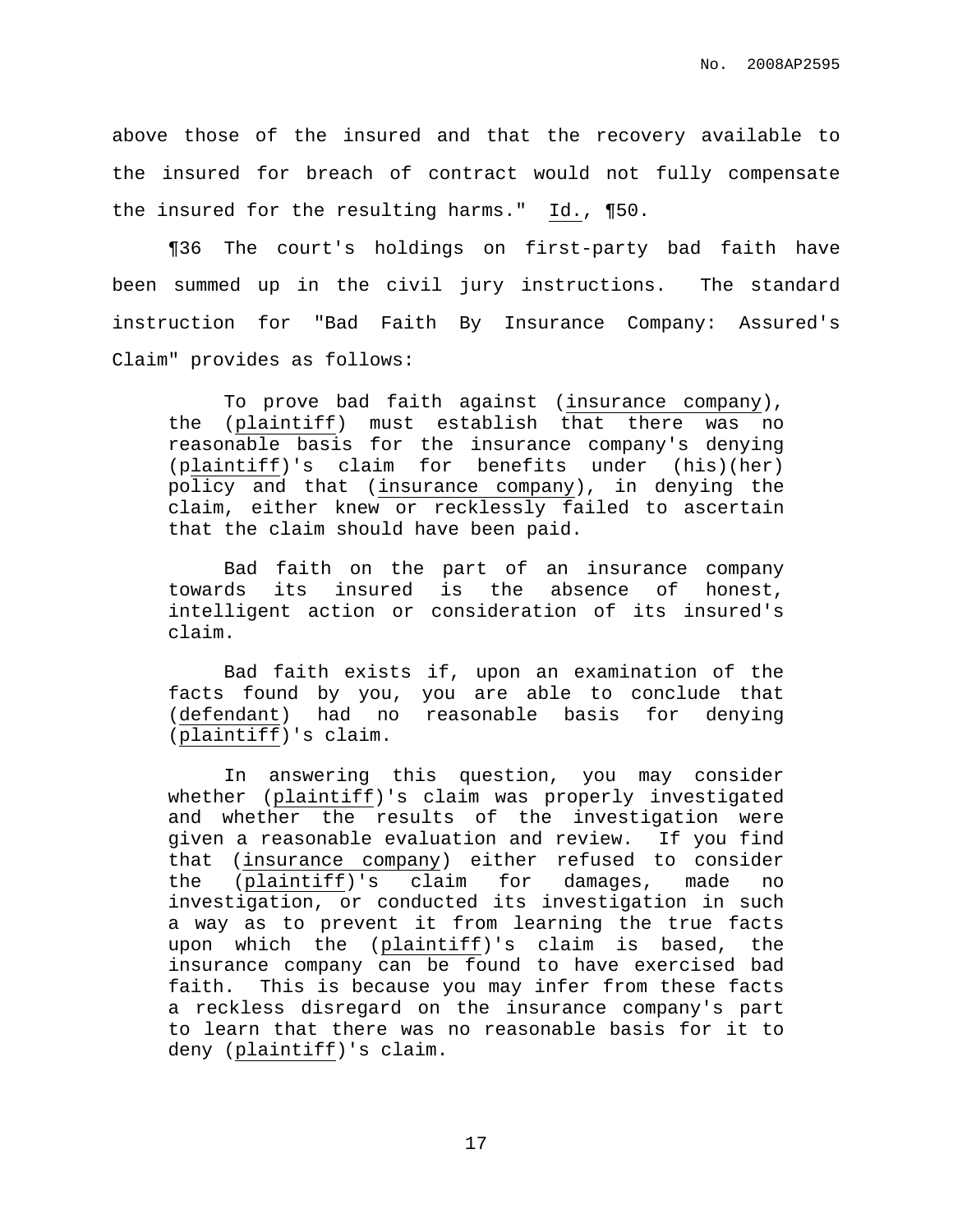above those of the insured and that the recovery available to the insured for breach of contract would not fully compensate the insured for the resulting harms." Id., ¶50.

¶36 The court's holdings on first-party bad faith have been summed up in the civil jury instructions. The standard instruction for "Bad Faith By Insurance Company: Assured's Claim" provides as follows:

> To prove bad faith against (insurance company), the (plaintiff) must establish that there was no reasonable basis for the insurance company's denying (plaintiff)'s claim for benefits under (his)(her) policy and that (insurance company), in denying the claim, either knew or recklessly failed to ascertain that the claim should have been paid.
>
> Bad faith on the part of an insurance company towards its insured is the absence of honest, intelligent action or consideration of its insured's claim.
>
> Bad faith exists if, upon an examination of the facts found by you, you are able to conclude that (defendant) had no reasonable basis for denying (plaintiff)'s claim.
>
> In answering this question, you may consider whether (plaintiff)'s claim was properly investigated and whether the results of the investigation were given a reasonable evaluation and review. If you find that (insurance company) either refused to consider the (plaintiff)'s claim for damages, made no investigation, or conducted its investigation in such a way as to prevent it from learning the true facts upon which the (plaintiff)'s claim is based, the insurance company can be found to have exercised bad faith. This is because you may infer from these facts a reckless disregard on the insurance company's part to learn that there was no reasonable basis for it to deny (plaintiff)'s claim.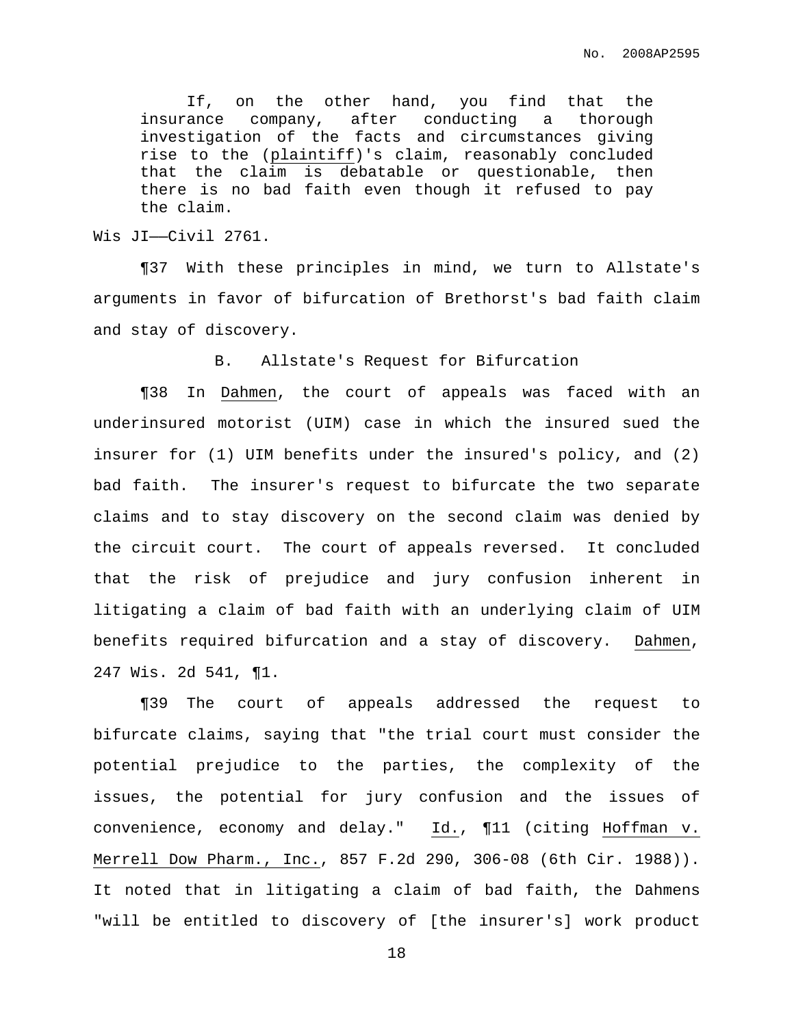> If, on the other hand, you find that the insurance company, after conducting a thorough investigation of the facts and circumstances giving rise to the (plaintiff)'s claim, reasonably concluded that the claim is debatable or questionable, then there is no bad faith even though it refused to pay the claim.

Wis JI——Civil 2761.

¶37 With these principles in mind, we turn to Allstate's arguments in favor of bifurcation of Brethorst's bad faith claim and stay of discovery.

### B. Allstate's Request for Bifurcation

¶38 In Dahmen, the court of appeals was faced with an underinsured motorist (UIM) case in which the insured sued the insurer for (1) UIM benefits under the insured's policy, and (2) bad faith. The insurer's request to bifurcate the two separate claims and to stay discovery on the second claim was denied by the circuit court. The court of appeals reversed. It concluded that the risk of prejudice and jury confusion inherent in litigating a claim of bad faith with an underlying claim of UIM benefits required bifurcation and a stay of discovery. Dahmen, 247 Wis. 2d 541, ¶1.

¶39 The court of appeals addressed the request to bifurcate claims, saying that "the trial court must consider the potential prejudice to the parties, the complexity of the issues, the potential for jury confusion and the issues of convenience, economy and delay." Id., ¶11 (citing Hoffman v. Merrell Dow Pharm., Inc., 857 F.2d 290, 306-08 (6th Cir. 1988)). It noted that in litigating a claim of bad faith, the Dahmens "will be entitled to discovery of [the insurer's] work product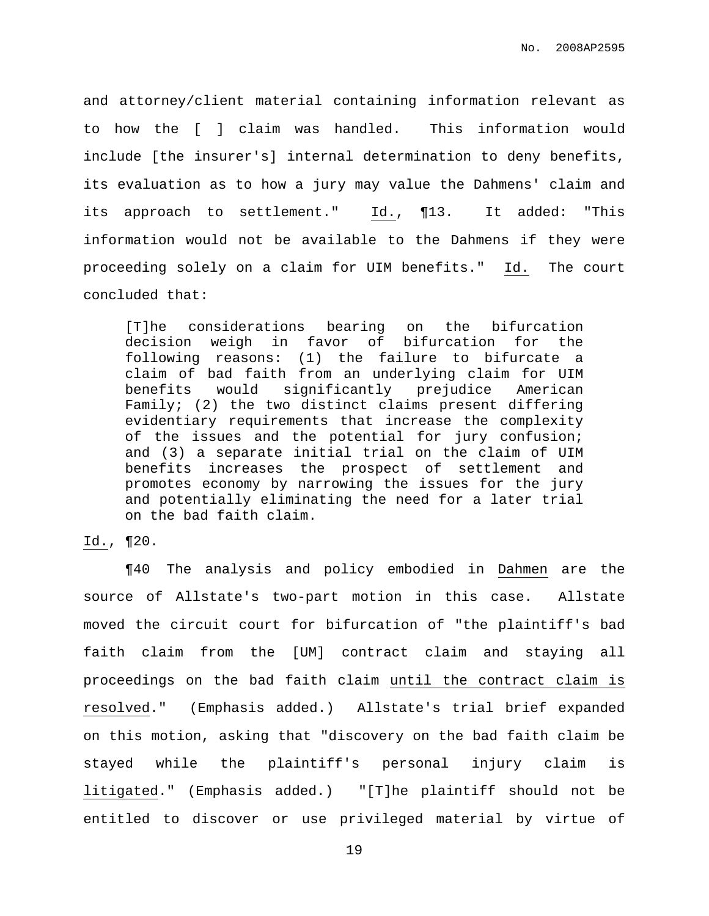and attorney/client material containing information relevant as to how the [ ] claim was handled. This information would include [the insurer's] internal determination to deny benefits, its evaluation as to how a jury may value the Dahmens' claim and its approach to settlement." Id., ¶13. It added: "This information would not be available to the Dahmens if they were proceeding solely on a claim for UIM benefits." Id. The court concluded that:

> [T]he considerations bearing on the bifurcation decision weigh in favor of bifurcation for the following reasons: (1) the failure to bifurcate a claim of bad faith from an underlying claim for UIM benefits would significantly prejudice American Family; (2) the two distinct claims present differing evidentiary requirements that increase the complexity of the issues and the potential for jury confusion; and (3) a separate initial trial on the claim of UIM benefits increases the prospect of settlement and promotes economy by narrowing the issues for the jury and potentially eliminating the need for a later trial on the bad faith claim.

Id., ¶20.

¶40 The analysis and policy embodied in Dahmen are the source of Allstate's two-part motion in this case. Allstate moved the circuit court for bifurcation of "the plaintiff's bad faith claim from the [UM] contract claim and staying all proceedings on the bad faith claim until the contract claim is resolved." (Emphasis added.) Allstate's trial brief expanded on this motion, asking that "discovery on the bad faith claim be stayed while the plaintiff's personal injury claim is litigated." (Emphasis added.) "[T]he plaintiff should not be entitled to discover or use privileged material by virtue of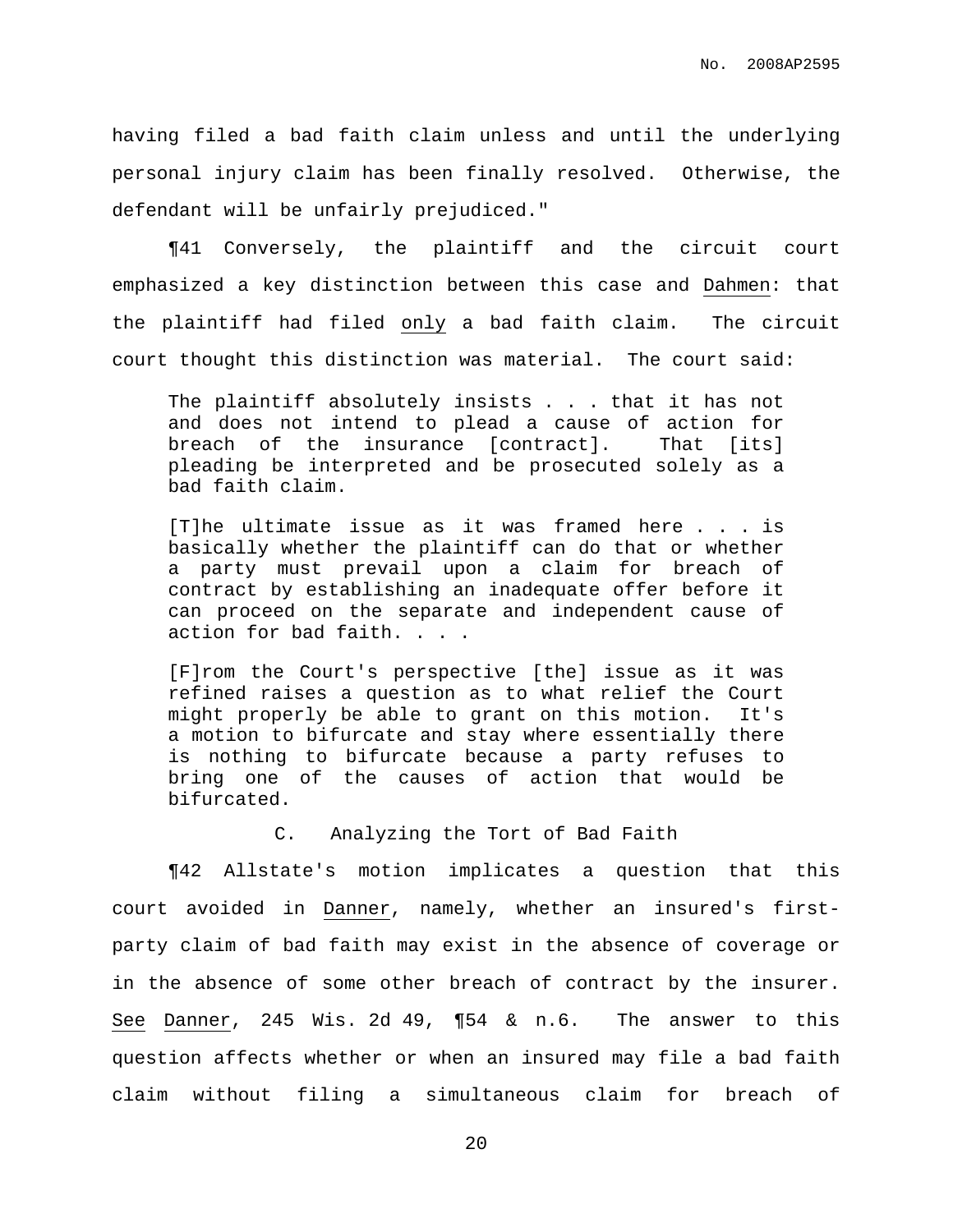having filed a bad faith claim unless and until the underlying personal injury claim has been finally resolved. Otherwise, the defendant will be unfairly prejudiced."

¶41 Conversely, the plaintiff and the circuit court emphasized a key distinction between this case and <u>Dahmen</u>: that the plaintiff had filed <u>only</u> a bad faith claim. The circuit court thought this distinction was material. The court said:

> The plaintiff absolutely insists . . . that it has not and does not intend to plead a cause of action for breach of the insurance [contract]. That [its] pleading be interpreted and be prosecuted solely as a bad faith claim.
>
> [T]he ultimate issue as it was framed here . . . is basically whether the plaintiff can do that or whether a party must prevail upon a claim for breach of contract by establishing an inadequate offer before it can proceed on the separate and independent cause of action for bad faith. . . .
>
> [F]rom the Court's perspective [the] issue as it was refined raises a question as to what relief the Court might properly be able to grant on this motion. It's a motion to bifurcate and stay where essentially there is nothing to bifurcate because a party refuses to bring one of the causes of action that would be bifurcated.

### C. Analyzing the Tort of Bad Faith

¶42 Allstate's motion implicates a question that this court avoided in <u>Danner</u>, namely, whether an insured's first-party claim of bad faith may exist in the absence of coverage or in the absence of some other breach of contract by the insurer. <u>See</u> <u>Danner</u>, 245 Wis. 2d 49, ¶54 & n.6. The answer to this question affects whether or when an insured may file a bad faith claim without filing a simultaneous claim for breach of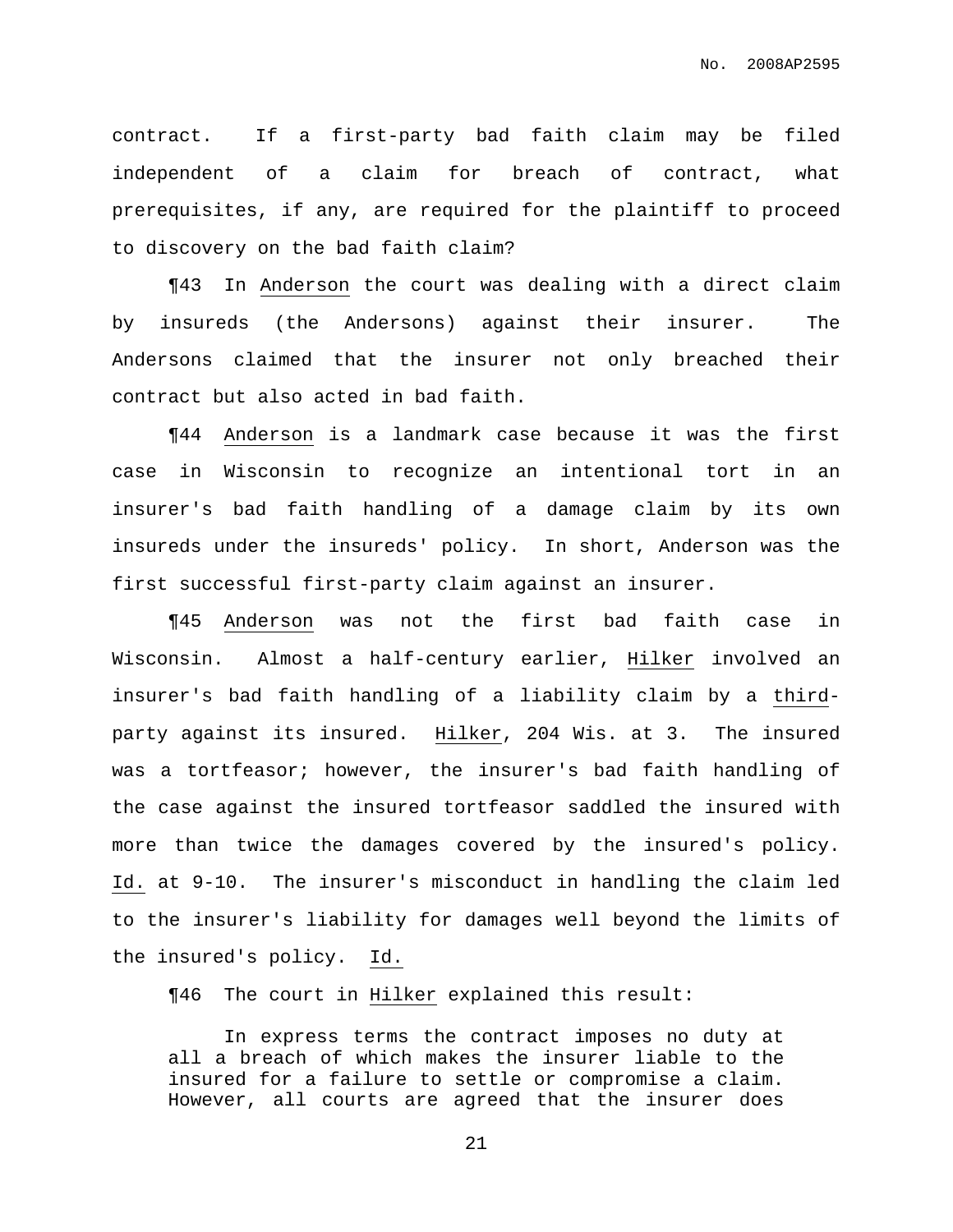contract. If a first-party bad faith claim may be filed independent of a claim for breach of contract, what prerequisites, if any, are required for the plaintiff to proceed to discovery on the bad faith claim?

¶43 In Anderson the court was dealing with a direct claim by insureds (the Andersons) against their insurer. The Andersons claimed that the insurer not only breached their contract but also acted in bad faith.

¶44 Anderson is a landmark case because it was the first case in Wisconsin to recognize an intentional tort in an insurer's bad faith handling of a damage claim by its own insureds under the insureds' policy. In short, Anderson was the first successful first-party claim against an insurer.

¶45 Anderson was not the first bad faith case in Wisconsin. Almost a half-century earlier, Hilker involved an insurer's bad faith handling of a liability claim by a *third*-party against its insured. Hilker, 204 Wis. at 3. The insured was a tortfeasor; however, the insurer's bad faith handling of the case against the insured tortfeasor saddled the insured with more than twice the damages covered by the insured's policy. Id. at 9-10. The insurer's misconduct in handling the claim led to the insurer's liability for damages well beyond the limits of the insured's policy. Id.

¶46 The court in Hilker explained this result:

> In express terms the contract imposes no duty at all a breach of which makes the insurer liable to the insured for a failure to settle or compromise a claim. However, all courts are agreed that the insurer does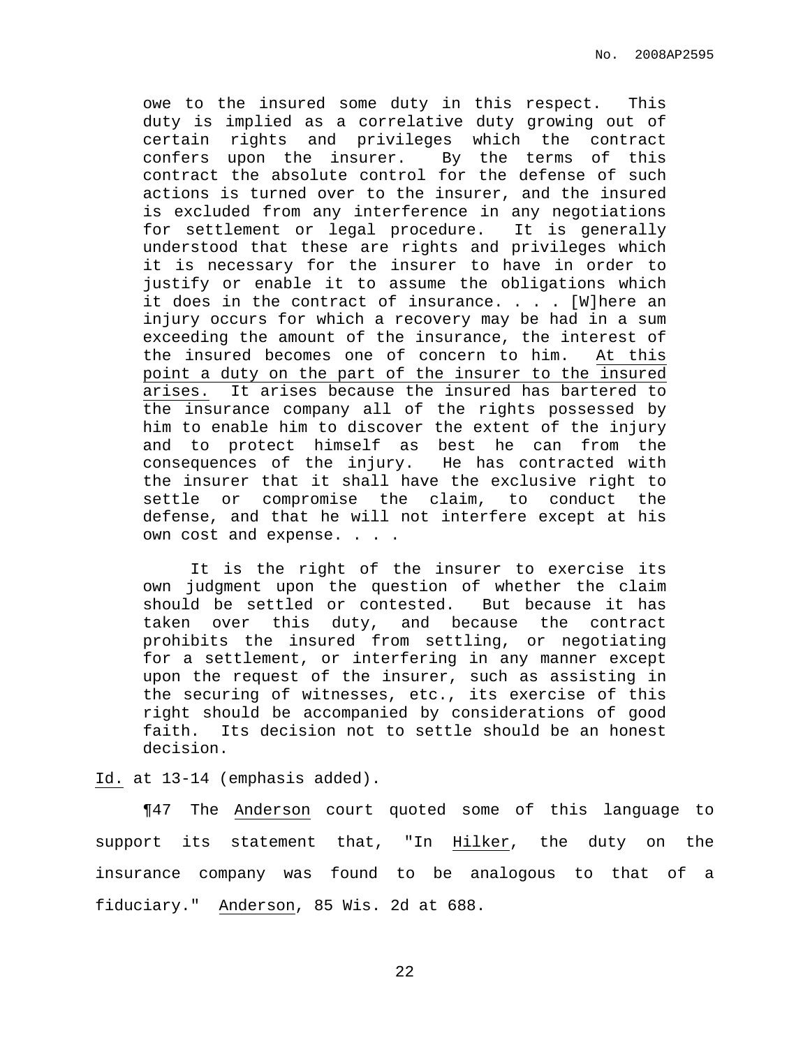> owe to the insured some duty in this respect. This duty is implied as a correlative duty growing out of certain rights and privileges which the contract confers upon the insurer. By the terms of this contract the absolute control for the defense of such actions is turned over to the insurer, and the insured is excluded from any interference in any negotiations for settlement or legal procedure. It is generally understood that these are rights and privileges which it is necessary for the insurer to have in order to justify or enable it to assume the obligations which it does in the contract of insurance. . . . [W]here an injury occurs for which a recovery may be had in a sum exceeding the amount of the insurance, the interest of the insured becomes one of concern to him. <u>At this point a duty on the part of the insurer to the insured arises.</u> It arises because the insured has bartered to the insurance company all of the rights possessed by him to enable him to discover the extent of the injury and to protect himself as best he can from the consequences of the injury. He has contracted with the insurer that it shall have the exclusive right to settle or compromise the claim, to conduct the defense, and that he will not interfere except at his own cost and expense. . . .
>
> It is the right of the insurer to exercise its own judgment upon the question of whether the claim should be settled or contested. But because it has taken over this duty, and because the contract prohibits the insured from settling, or negotiating for a settlement, or interfering in any manner except upon the request of the insurer, such as assisting in the securing of witnesses, etc., its exercise of this right should be accompanied by considerations of good faith. Its decision not to settle should be an honest decision.

<u>Id.</u> at 13-14 (emphasis added).

¶47 The <u>Anderson</u> court quoted some of this language to support its statement that, "In <u>Hilker</u>, the duty on the insurance company was found to be analogous to that of a fiduciary." <u>Anderson</u>, 85 Wis. 2d at 688.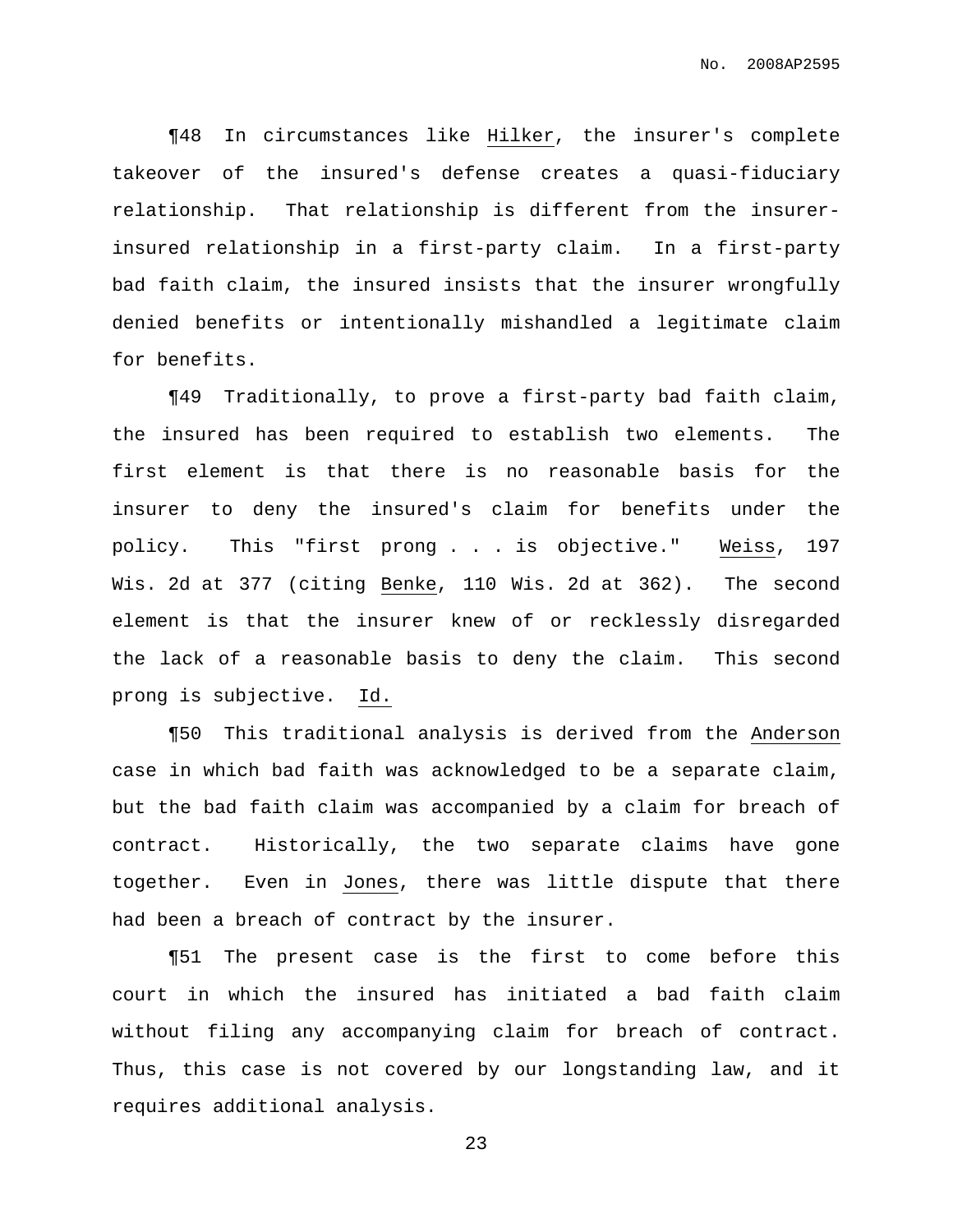¶48 In circumstances like Hilker, the insurer's complete takeover of the insured's defense creates a quasi-fiduciary relationship. That relationship is different from the insurer-insured relationship in a first-party claim. In a first-party bad faith claim, the insured insists that the insurer wrongfully denied benefits or intentionally mishandled a legitimate claim for benefits.

¶49 Traditionally, to prove a first-party bad faith claim, the insured has been required to establish two elements. The first element is that there is no reasonable basis for the insurer to deny the insured's claim for benefits under the policy. This "first prong . . . is objective." Weiss, 197 Wis. 2d at 377 (citing Benke, 110 Wis. 2d at 362). The second element is that the insurer knew of or recklessly disregarded the lack of a reasonable basis to deny the claim. This second prong is subjective. Id.

¶50 This traditional analysis is derived from the Anderson case in which bad faith was acknowledged to be a separate claim, but the bad faith claim was accompanied by a claim for breach of contract. Historically, the two separate claims have gone together. Even in Jones, there was little dispute that there had been a breach of contract by the insurer.

¶51 The present case is the first to come before this court in which the insured has initiated a bad faith claim without filing any accompanying claim for breach of contract. Thus, this case is not covered by our longstanding law, and it requires additional analysis.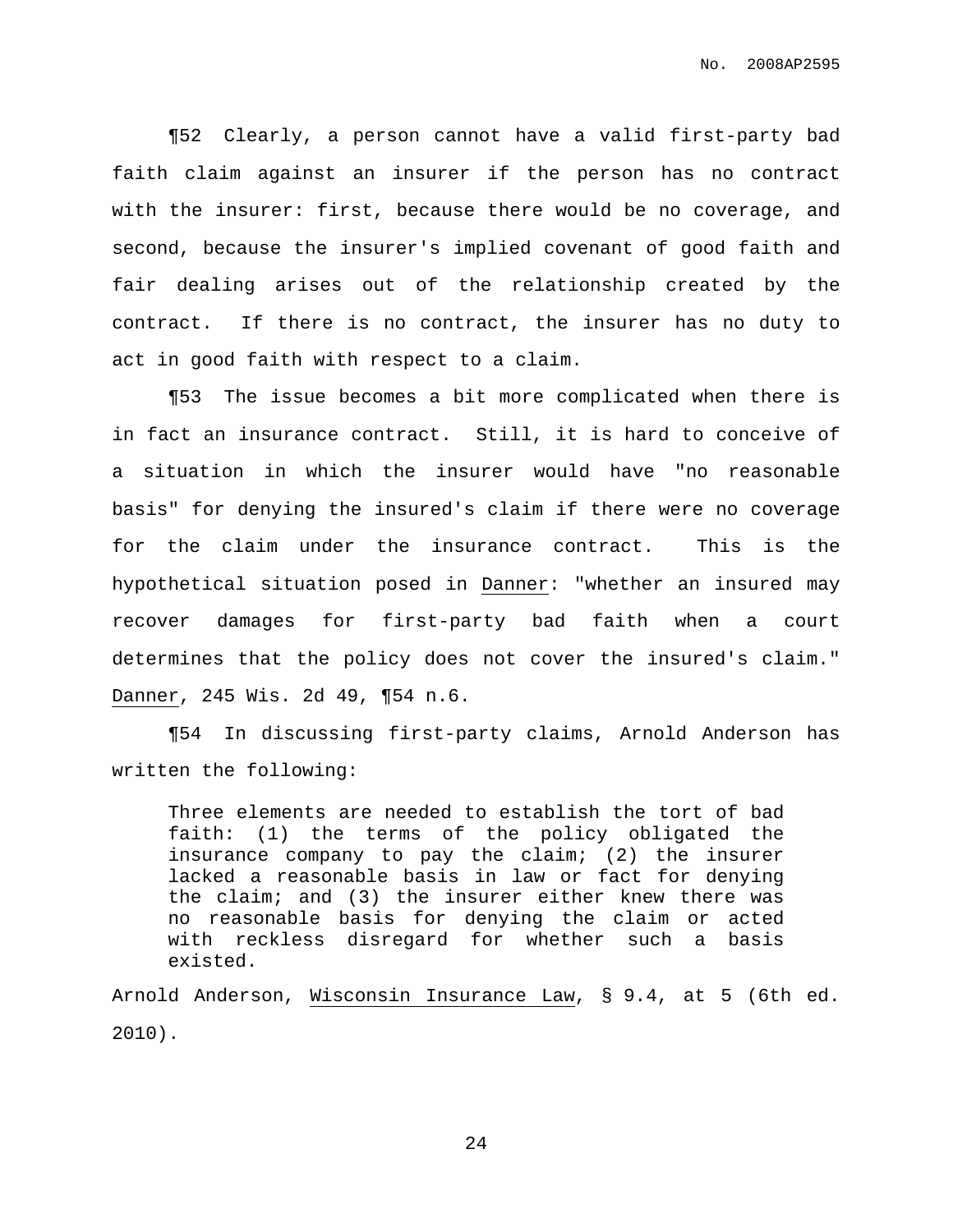¶52 Clearly, a person cannot have a valid first-party bad faith claim against an insurer if the person has no contract with the insurer: first, because there would be no coverage, and second, because the insurer's implied covenant of good faith and fair dealing arises out of the relationship created by the contract. If there is no contract, the insurer has no duty to act in good faith with respect to a claim.

¶53 The issue becomes a bit more complicated when there is in fact an insurance contract. Still, it is hard to conceive of a situation in which the insurer would have "no reasonable basis" for denying the insured's claim if there were no coverage for the claim under the insurance contract. This is the hypothetical situation posed in Danner: "whether an insured may recover damages for first-party bad faith when a court determines that the policy does not cover the insured's claim." Danner, 245 Wis. 2d 49, ¶54 n.6.

¶54 In discussing first-party claims, Arnold Anderson has written the following:

> Three elements are needed to establish the tort of bad faith: (1) the terms of the policy obligated the insurance company to pay the claim; (2) the insurer lacked a reasonable basis in law or fact for denying the claim; and (3) the insurer either knew there was no reasonable basis for denying the claim or acted with reckless disregard for whether such a basis existed.

Arnold Anderson, Wisconsin Insurance Law, § 9.4, at 5 (6th ed. 2010).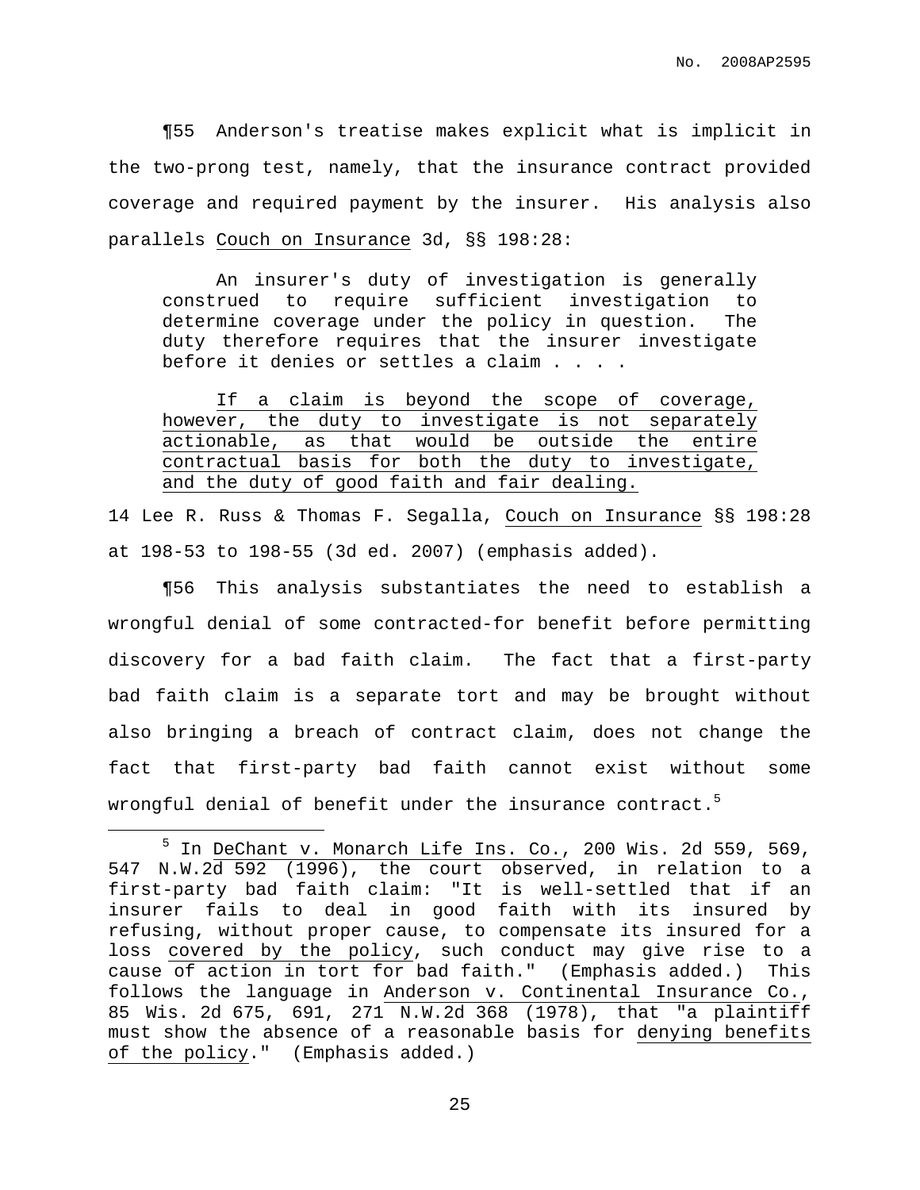¶55 Anderson's treatise makes explicit what is implicit in the two-prong test, namely, that the insurance contract provided coverage and required payment by the insurer. His analysis also parallels Couch on Insurance 3d, §§ 198:28:

> An insurer's duty of investigation is generally construed to require sufficient investigation to determine coverage under the policy in question. The duty therefore requires that the insurer investigate before it denies or settles a claim . . . .
>
> If a claim is beyond the scope of coverage, however, the duty to investigate is not separately actionable, as that would be outside the entire contractual basis for both the duty to investigate, and the duty of good faith and fair dealing.

14 Lee R. Russ & Thomas F. Segalla, Couch on Insurance §§ 198:28 at 198-53 to 198-55 (3d ed. 2007) (emphasis added).

¶56 This analysis substantiates the need to establish a wrongful denial of some contracted-for benefit before permitting discovery for a bad faith claim. The fact that a first-party bad faith claim is a separate tort and may be brought without also bringing a breach of contract claim, does not change the fact that first-party bad faith cannot exist without some wrongful denial of benefit under the insurance contract.[5]

[5] In DeChant v. Monarch Life Ins. Co., 200 Wis. 2d 559, 569, 547 N.W.2d 592 (1996), the court observed, in relation to a first-party bad faith claim: "It is well-settled that if an insurer fails to deal in good faith with its insured by refusing, without proper cause, to compensate its insured for a loss covered by the policy, such conduct may give rise to a cause of action in tort for bad faith." (Emphasis added.) This follows the language in Anderson v. Continental Insurance Co., 85 Wis. 2d 675, 691, 271 N.W.2d 368 (1978), that "a plaintiff must show the absence of a reasonable basis for denying benefits of the policy." (Emphasis added.)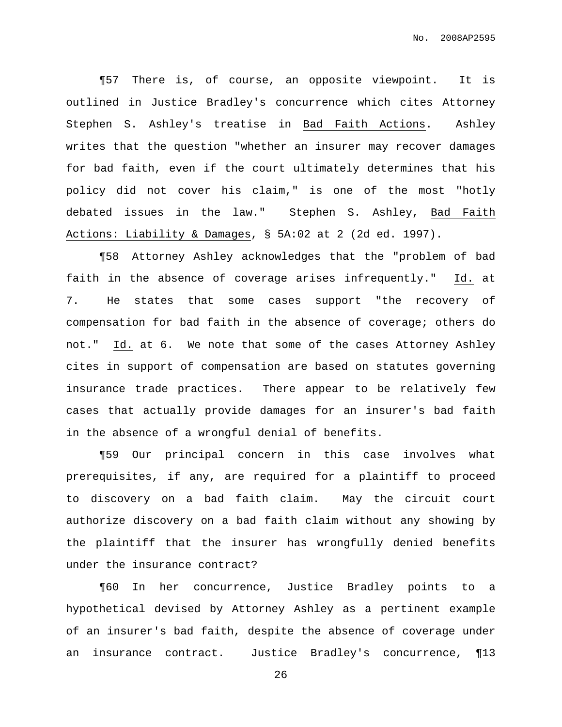¶57 There is, of course, an opposite viewpoint. It is outlined in Justice Bradley's concurrence which cites Attorney Stephen S. Ashley's treatise in Bad Faith Actions. Ashley writes that the question "whether an insurer may recover damages for bad faith, even if the court ultimately determines that his policy did not cover his claim," is one of the most "hotly debated issues in the law." Stephen S. Ashley, Bad Faith Actions: Liability & Damages, § 5A:02 at 2 (2d ed. 1997).

¶58 Attorney Ashley acknowledges that the "problem of bad faith in the absence of coverage arises infrequently." Id. at 7. He states that some cases support "the recovery of compensation for bad faith in the absence of coverage; others do not." Id. at 6. We note that some of the cases Attorney Ashley cites in support of compensation are based on statutes governing insurance trade practices. There appear to be relatively few cases that actually provide damages for an insurer's bad faith in the absence of a wrongful denial of benefits.

¶59 Our principal concern in this case involves what prerequisites, if any, are required for a plaintiff to proceed to discovery on a bad faith claim. May the circuit court authorize discovery on a bad faith claim without any showing by the plaintiff that the insurer has wrongfully denied benefits under the insurance contract?

¶60 In her concurrence, Justice Bradley points to a hypothetical devised by Attorney Ashley as a pertinent example of an insurer's bad faith, despite the absence of coverage under an insurance contract. Justice Bradley's concurrence, ¶13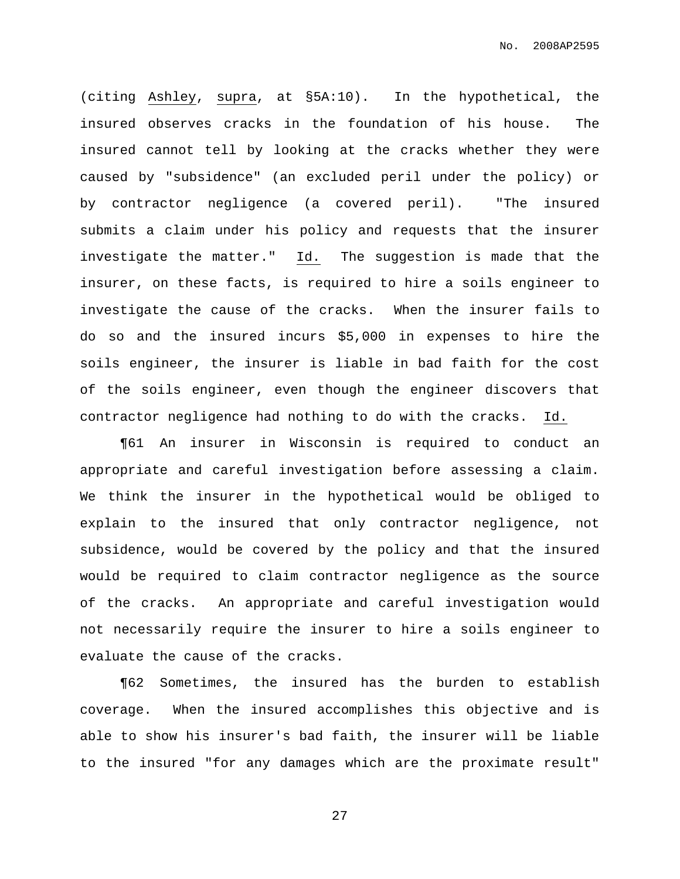(citing Ashley, supra, at §5A:10). In the hypothetical, the insured observes cracks in the foundation of his house. The insured cannot tell by looking at the cracks whether they were caused by "subsidence" (an excluded peril under the policy) or by contractor negligence (a covered peril). "The insured submits a claim under his policy and requests that the insurer investigate the matter." Id. The suggestion is made that the insurer, on these facts, is required to hire a soils engineer to investigate the cause of the cracks. When the insurer fails to do so and the insured incurs $5,000 in expenses to hire the soils engineer, the insurer is liable in bad faith for the cost of the soils engineer, even though the engineer discovers that contractor negligence had nothing to do with the cracks. Id.

¶61 An insurer in Wisconsin is required to conduct an appropriate and careful investigation before assessing a claim. We think the insurer in the hypothetical would be obliged to explain to the insured that only contractor negligence, not subsidence, would be covered by the policy and that the insured would be required to claim contractor negligence as the source of the cracks. An appropriate and careful investigation would not necessarily require the insurer to hire a soils engineer to evaluate the cause of the cracks.

¶62 Sometimes, the insured has the burden to establish coverage. When the insured accomplishes this objective and is able to show his insurer's bad faith, the insurer will be liable to the insured "for any damages which are the proximate result"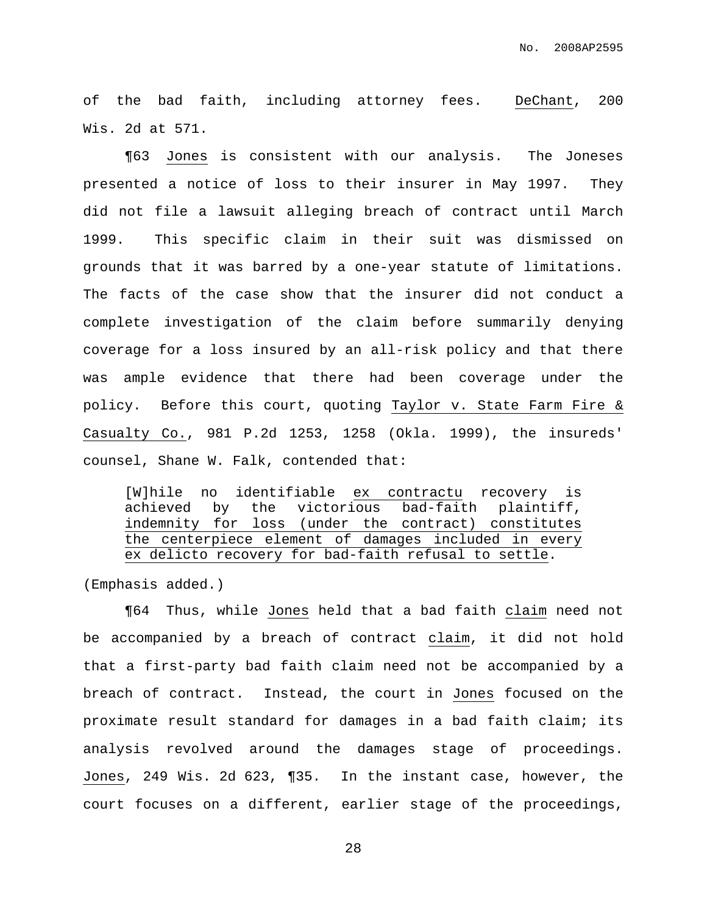of the bad faith, including attorney fees. DeChant, 200 Wis. 2d at 571.

¶63 Jones is consistent with our analysis. The Joneses presented a notice of loss to their insurer in May 1997. They did not file a lawsuit alleging breach of contract until March 1999. This specific claim in their suit was dismissed on grounds that it was barred by a one-year statute of limitations. The facts of the case show that the insurer did not conduct a complete investigation of the claim before summarily denying coverage for a loss insured by an all-risk policy and that there was ample evidence that there had been coverage under the policy. Before this court, quoting Taylor v. State Farm Fire & Casualty Co., 981 P.2d 1253, 1258 (Okla. 1999), the insureds' counsel, Shane W. Falk, contended that:

> [W]hile no identifiable ex contractu recovery is achieved by the victorious bad-faith plaintiff, indemnity for loss (under the contract) constitutes the centerpiece element of damages included in every ex delicto recovery for bad-faith refusal to settle.

(Emphasis added.)

¶64 Thus, while Jones held that a bad faith claim need not be accompanied by a breach of contract claim, it did not hold that a first-party bad faith claim need not be accompanied by a breach of contract. Instead, the court in Jones focused on the proximate result standard for damages in a bad faith claim; its analysis revolved around the damages stage of proceedings. Jones, 249 Wis. 2d 623, ¶35. In the instant case, however, the court focuses on a different, earlier stage of the proceedings,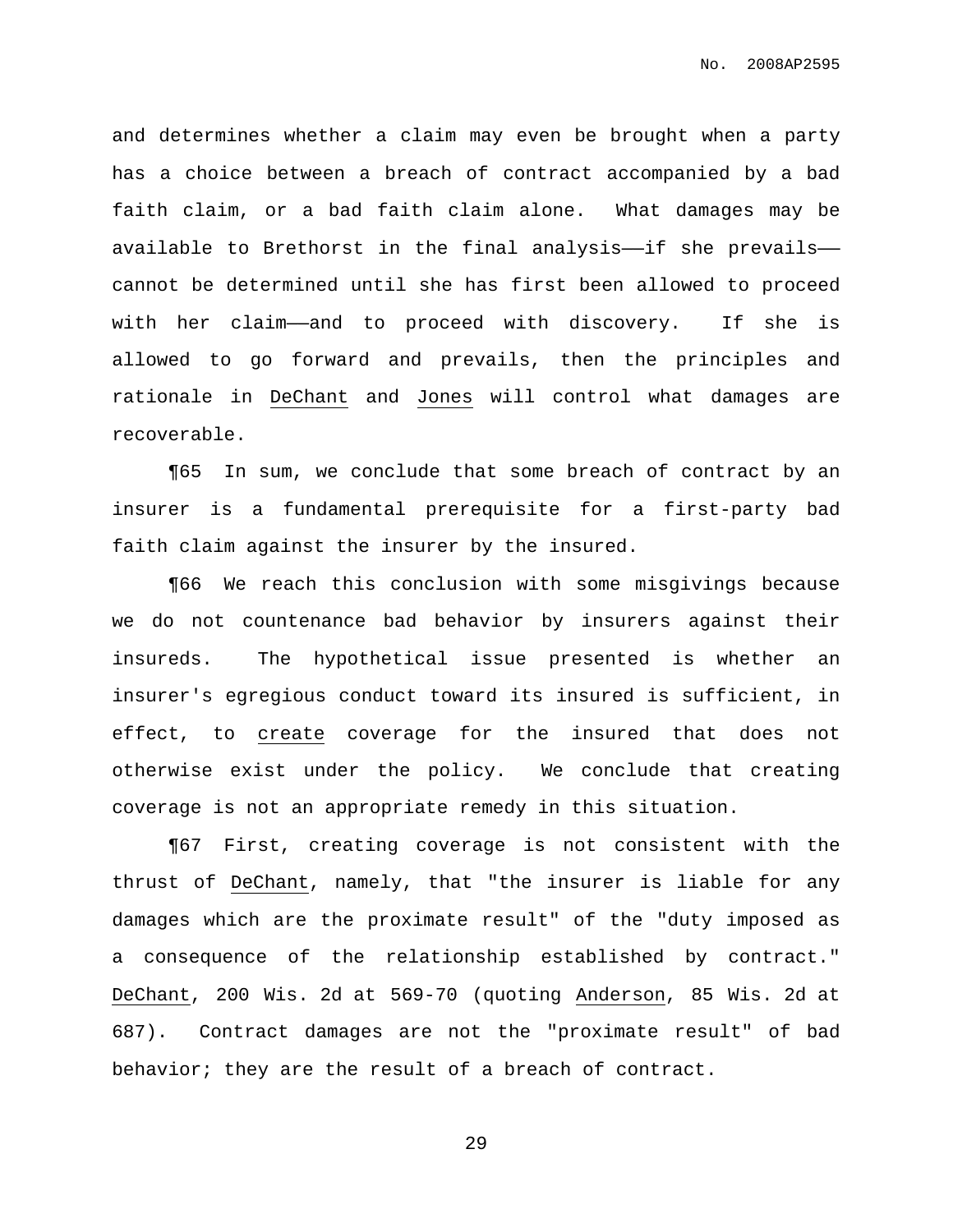and determines whether a claim may even be brought when a party has a choice between a breach of contract accompanied by a bad faith claim, or a bad faith claim alone. What damages may be available to Brethorst in the final analysis——if she prevails——cannot be determined until she has first been allowed to proceed with her claim——and to proceed with discovery. If she is allowed to go forward and prevails, then the principles and rationale in DeChant and Jones will control what damages are recoverable.

¶65 In sum, we conclude that some breach of contract by an insurer is a fundamental prerequisite for a first-party bad faith claim against the insurer by the insured.

¶66 We reach this conclusion with some misgivings because we do not countenance bad behavior by insurers against their insureds. The hypothetical issue presented is whether an insurer's egregious conduct toward its insured is sufficient, in effect, to create coverage for the insured that does not otherwise exist under the policy. We conclude that creating coverage is not an appropriate remedy in this situation.

¶67 First, creating coverage is not consistent with the thrust of DeChant, namely, that "the insurer is liable for any damages which are the proximate result" of the "duty imposed as a consequence of the relationship established by contract." DeChant, 200 Wis. 2d at 569-70 (quoting Anderson, 85 Wis. 2d at 687). Contract damages are not the "proximate result" of bad behavior; they are the result of a breach of contract.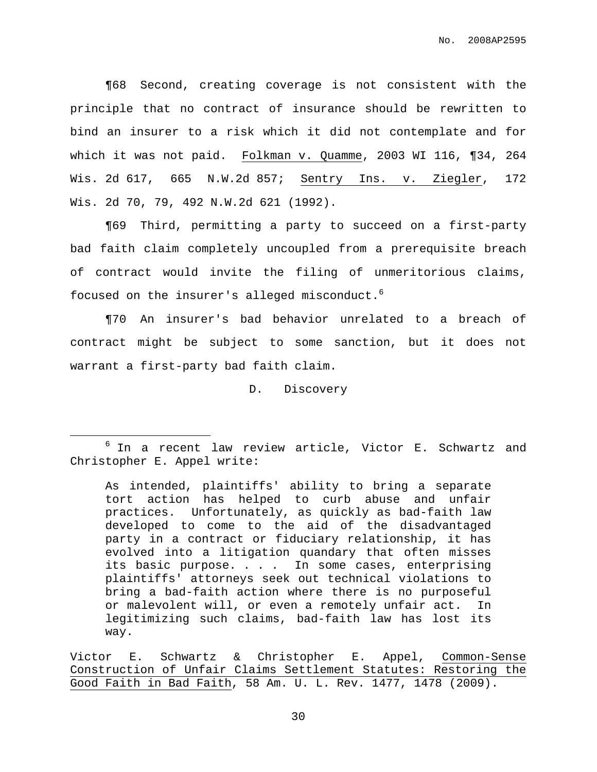¶68 Second, creating coverage is not consistent with the principle that no contract of insurance should be rewritten to bind an insurer to a risk which it did not contemplate and for which it was not paid. Folkman v. Quamme, 2003 WI 116, ¶34, 264 Wis. 2d 617, 665 N.W.2d 857; Sentry Ins. v. Ziegler, 172 Wis. 2d 70, 79, 492 N.W.2d 621 (1992).

¶69 Third, permitting a party to succeed on a first-party bad faith claim completely uncoupled from a prerequisite breach of contract would invite the filing of unmeritorious claims, focused on the insurer's alleged misconduct.[6]

¶70 An insurer's bad behavior unrelated to a breach of contract might be subject to some sanction, but it does not warrant a first-party bad faith claim.

### D. Discovery

---

[6] In a recent law review article, Victor E. Schwartz and Christopher E. Appel write:

> As intended, plaintiffs' ability to bring a separate tort action has helped to curb abuse and unfair practices. Unfortunately, as quickly as bad-faith law developed to come to the aid of the disadvantaged party in a contract or fiduciary relationship, it has evolved into a litigation quandary that often misses its basic purpose. . . . In some cases, enterprising plaintiffs' attorneys seek out technical violations to bring a bad-faith action where there is no purposeful or malevolent will, or even a remotely unfair act. In legitimizing such claims, bad-faith law has lost its way.

Victor E. Schwartz & Christopher E. Appel, Common-Sense Construction of Unfair Claims Settlement Statutes: Restoring the Good Faith in Bad Faith, 58 Am. U. L. Rev. 1477, 1478 (2009).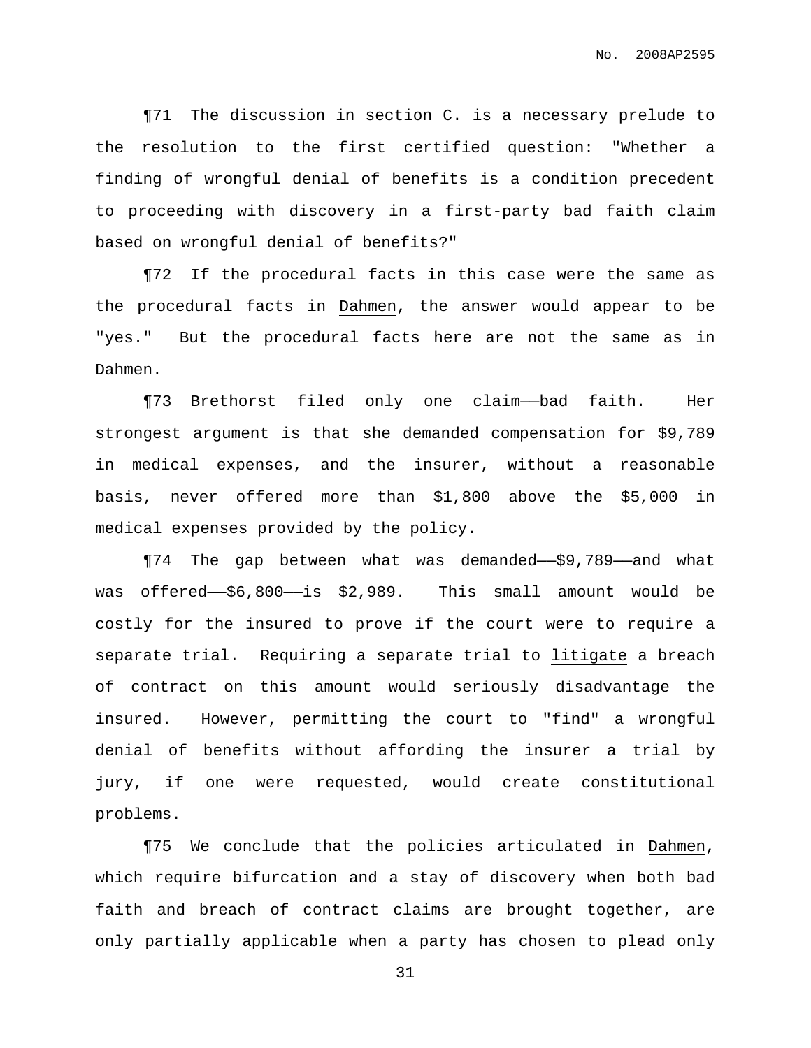¶71 The discussion in section C. is a necessary prelude to the resolution to the first certified question: "Whether a finding of wrongful denial of benefits is a condition precedent to proceeding with discovery in a first-party bad faith claim based on wrongful denial of benefits?"

¶72 If the procedural facts in this case were the same as the procedural facts in Dahmen, the answer would appear to be "yes." But the procedural facts here are not the same as in Dahmen.

¶73 Brethorst filed only one claim——bad faith. Her strongest argument is that she demanded compensation for $9,789 in medical expenses, and the insurer, without a reasonable basis, never offered more than $1,800 above the $5,000 in medical expenses provided by the policy.

¶74 The gap between what was demanded——$9,789——and what was offered——$6,800——is $2,989. This small amount would be costly for the insured to prove if the court were to require a separate trial. Requiring a separate trial to litigate a breach of contract on this amount would seriously disadvantage the insured. However, permitting the court to "find" a wrongful denial of benefits without affording the insurer a trial by jury, if one were requested, would create constitutional problems.

¶75 We conclude that the policies articulated in Dahmen, which require bifurcation and a stay of discovery when both bad faith and breach of contract claims are brought together, are only partially applicable when a party has chosen to plead only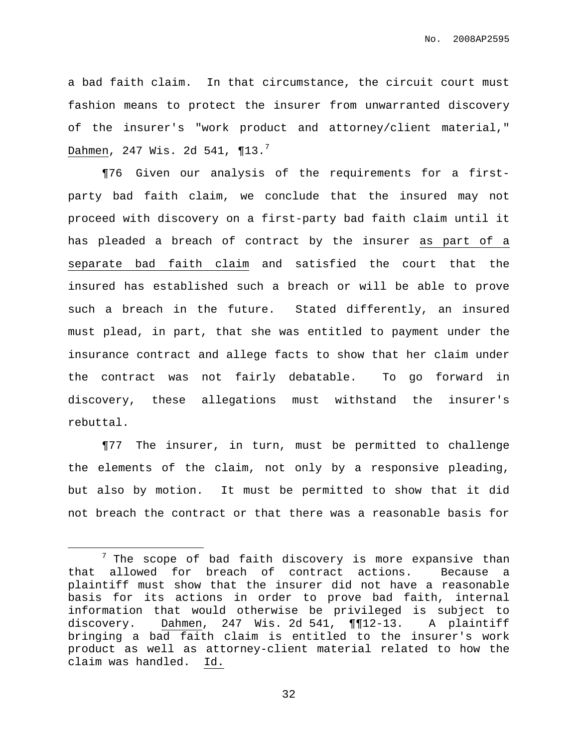a bad faith claim. In that circumstance, the circuit court must fashion means to protect the insurer from unwarranted discovery of the insurer's "work product and attorney/client material," Dahmen, 247 Wis. 2d 541, ¶13.[7]

¶76 Given our analysis of the requirements for a first-party bad faith claim, we conclude that the insured may not proceed with discovery on a first-party bad faith claim until it has pleaded a breach of contract by the insurer as part of a separate bad faith claim and satisfied the court that the insured has established such a breach or will be able to prove such a breach in the future. Stated differently, an insured must plead, in part, that she was entitled to payment under the insurance contract and allege facts to show that her claim under the contract was not fairly debatable. To go forward in discovery, these allegations must withstand the insurer's rebuttal.

¶77 The insurer, in turn, must be permitted to challenge the elements of the claim, not only by a responsive pleading, but also by motion. It must be permitted to show that it did not breach the contract or that there was a reasonable basis for

---

[7] The scope of bad faith discovery is more expansive than that allowed for breach of contract actions. Because a plaintiff must show that the insurer did not have a reasonable basis for its actions in order to prove bad faith, internal information that would otherwise be privileged is subject to discovery. Dahmen, 247 Wis. 2d 541, ¶¶12-13. A plaintiff bringing a bad faith claim is entitled to the insurer's work product as well as attorney-client material related to how the claim was handled. Id.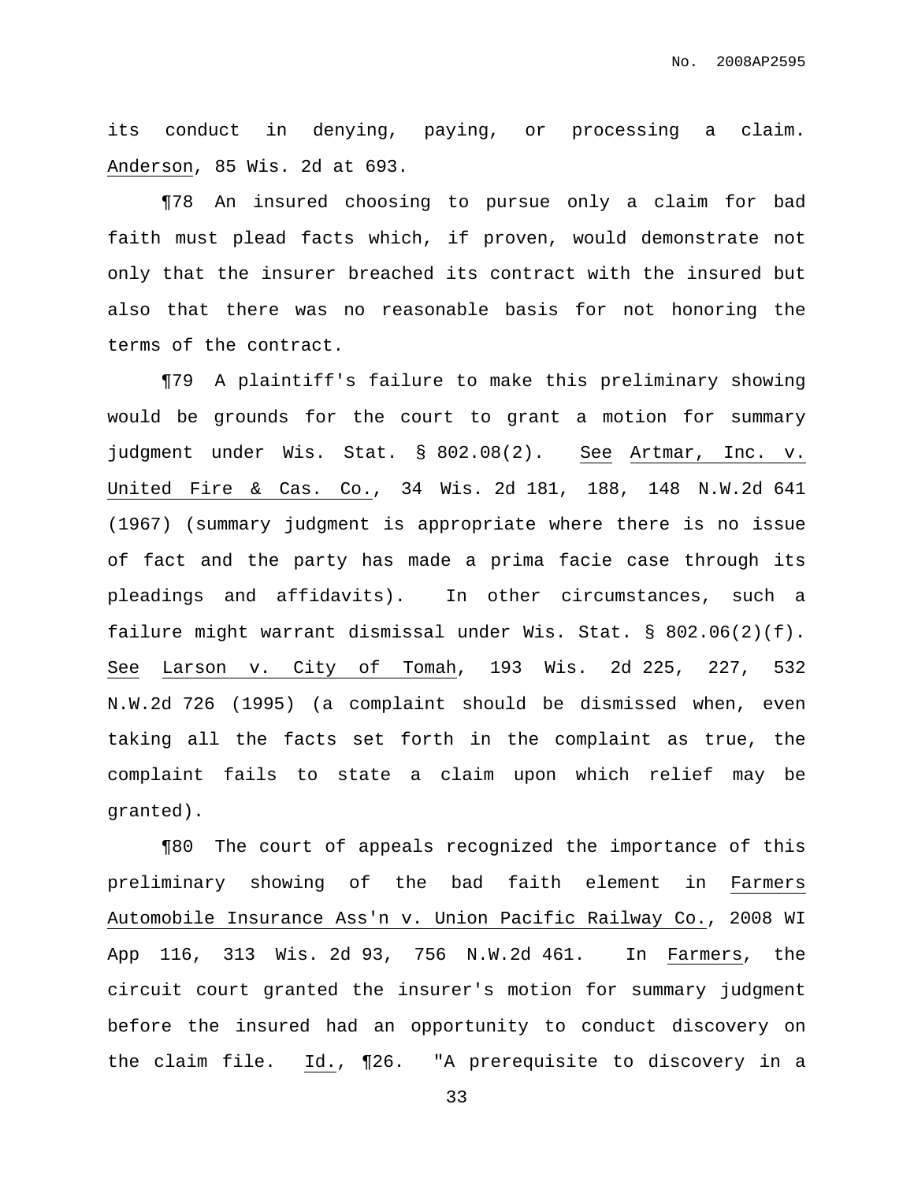its conduct in denying, paying, or processing a claim. Anderson, 85 Wis. 2d at 693.

¶78 An insured choosing to pursue only a claim for bad faith must plead facts which, if proven, would demonstrate not only that the insurer breached its contract with the insured but also that there was no reasonable basis for not honoring the terms of the contract.

¶79 A plaintiff's failure to make this preliminary showing would be grounds for the court to grant a motion for summary judgment under Wis. Stat. § 802.08(2). See Artmar, Inc. v. United Fire & Cas. Co., 34 Wis. 2d 181, 188, 148 N.W.2d 641 (1967) (summary judgment is appropriate where there is no issue of fact and the party has made a prima facie case through its pleadings and affidavits). In other circumstances, such a failure might warrant dismissal under Wis. Stat. § 802.06(2)(f). See Larson v. City of Tomah, 193 Wis. 2d 225, 227, 532 N.W.2d 726 (1995) (a complaint should be dismissed when, even taking all the facts set forth in the complaint as true, the complaint fails to state a claim upon which relief may be granted).

¶80 The court of appeals recognized the importance of this preliminary showing of the bad faith element in Farmers Automobile Insurance Ass'n v. Union Pacific Railway Co., 2008 WI App 116, 313 Wis. 2d 93, 756 N.W.2d 461. In Farmers, the circuit court granted the insurer's motion for summary judgment before the insured had an opportunity to conduct discovery on the claim file. Id., ¶26. "A prerequisite to discovery in a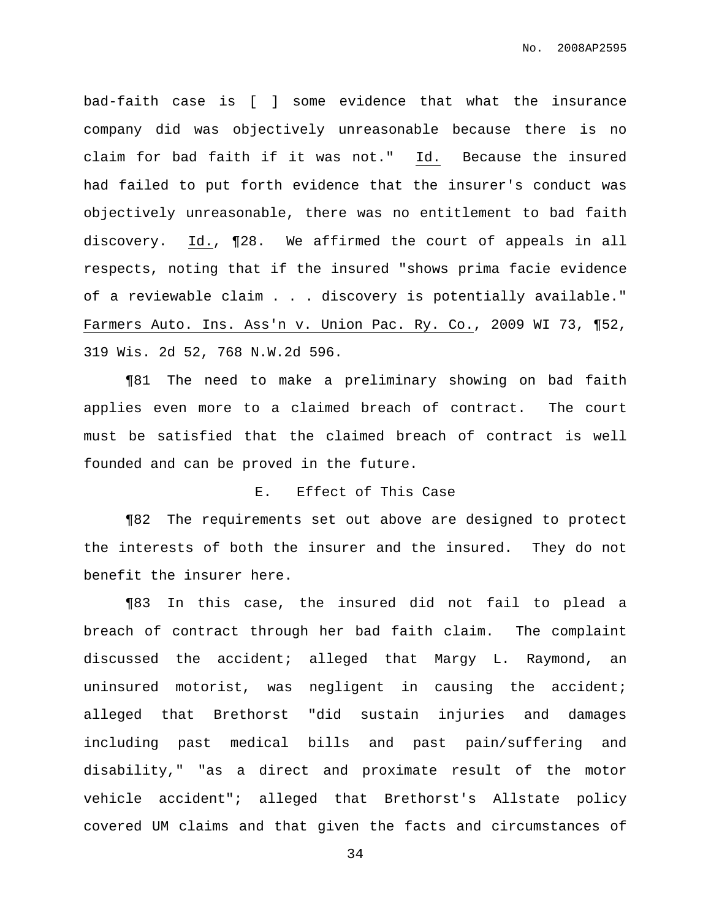bad-faith case is [ ] some evidence that what the insurance company did was objectively unreasonable because there is no claim for bad faith if it was not." Id. Because the insured had failed to put forth evidence that the insurer's conduct was objectively unreasonable, there was no entitlement to bad faith discovery. Id., ¶28. We affirmed the court of appeals in all respects, noting that if the insured "shows prima facie evidence of a reviewable claim . . . discovery is potentially available." Farmers Auto. Ins. Ass'n v. Union Pac. Ry. Co., 2009 WI 73, ¶52, 319 Wis. 2d 52, 768 N.W.2d 596.

¶81 The need to make a preliminary showing on bad faith applies even more to a claimed breach of contract. The court must be satisfied that the claimed breach of contract is well founded and can be proved in the future.

### E. Effect of This Case

¶82 The requirements set out above are designed to protect the interests of both the insurer and the insured. They do not benefit the insurer here.

¶83 In this case, the insured did not fail to plead a breach of contract through her bad faith claim. The complaint discussed the accident; alleged that Margy L. Raymond, an uninsured motorist, was negligent in causing the accident; alleged that Brethorst "did sustain injuries and damages including past medical bills and past pain/suffering and disability," "as a direct and proximate result of the motor vehicle accident"; alleged that Brethorst's Allstate policy covered UM claims and that given the facts and circumstances of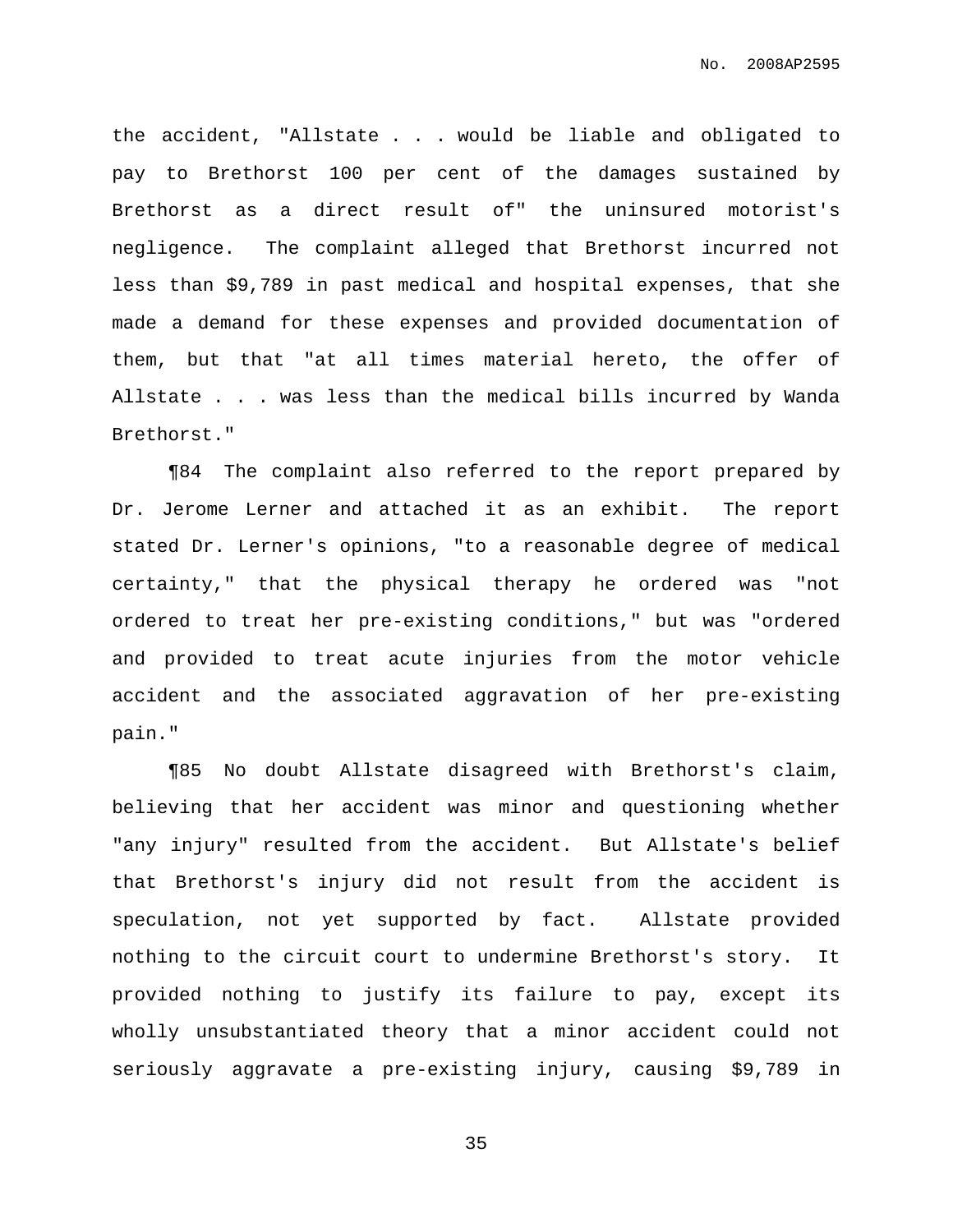the accident, "Allstate . . . would be liable and obligated to pay to Brethorst 100 per cent of the damages sustained by Brethorst as a direct result of" the uninsured motorist's negligence. The complaint alleged that Brethorst incurred not less than $9,789 in past medical and hospital expenses, that she made a demand for these expenses and provided documentation of them, but that "at all times material hereto, the offer of Allstate . . . was less than the medical bills incurred by Wanda Brethorst."

¶84 The complaint also referred to the report prepared by Dr. Jerome Lerner and attached it as an exhibit. The report stated Dr. Lerner's opinions, "to a reasonable degree of medical certainty," that the physical therapy he ordered was "not ordered to treat her pre-existing conditions," but was "ordered and provided to treat acute injuries from the motor vehicle accident and the associated aggravation of her pre-existing pain."

¶85 No doubt Allstate disagreed with Brethorst's claim, believing that her accident was minor and questioning whether "any injury" resulted from the accident. But Allstate's belief that Brethorst's injury did not result from the accident is speculation, not yet supported by fact. Allstate provided nothing to the circuit court to undermine Brethorst's story. It provided nothing to justify its failure to pay, except its wholly unsubstantiated theory that a minor accident could not seriously aggravate a pre-existing injury, causing $9,789 in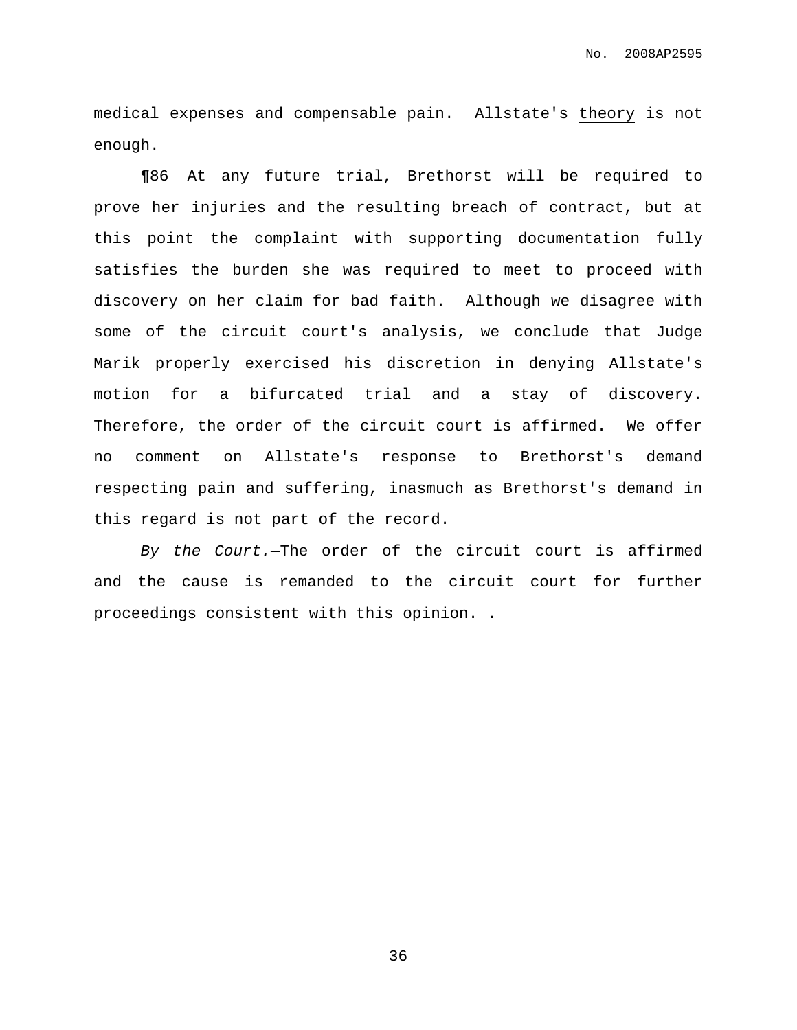medical expenses and compensable pain. Allstate's <u>theory</u> is not enough.

¶86 At any future trial, Brethorst will be required to prove her injuries and the resulting breach of contract, but at this point the complaint with supporting documentation fully satisfies the burden she was required to meet to proceed with discovery on her claim for bad faith. Although we disagree with some of the circuit court's analysis, we conclude that Judge Marik properly exercised his discretion in denying Allstate's motion for a bifurcated trial and a stay of discovery. Therefore, the order of the circuit court is affirmed. We offer no comment on Allstate's response to Brethorst's demand respecting pain and suffering, inasmuch as Brethorst's demand in this regard is not part of the record.

*By the Court.*—The order of the circuit court is affirmed and the cause is remanded to the circuit court for further proceedings consistent with this opinion. .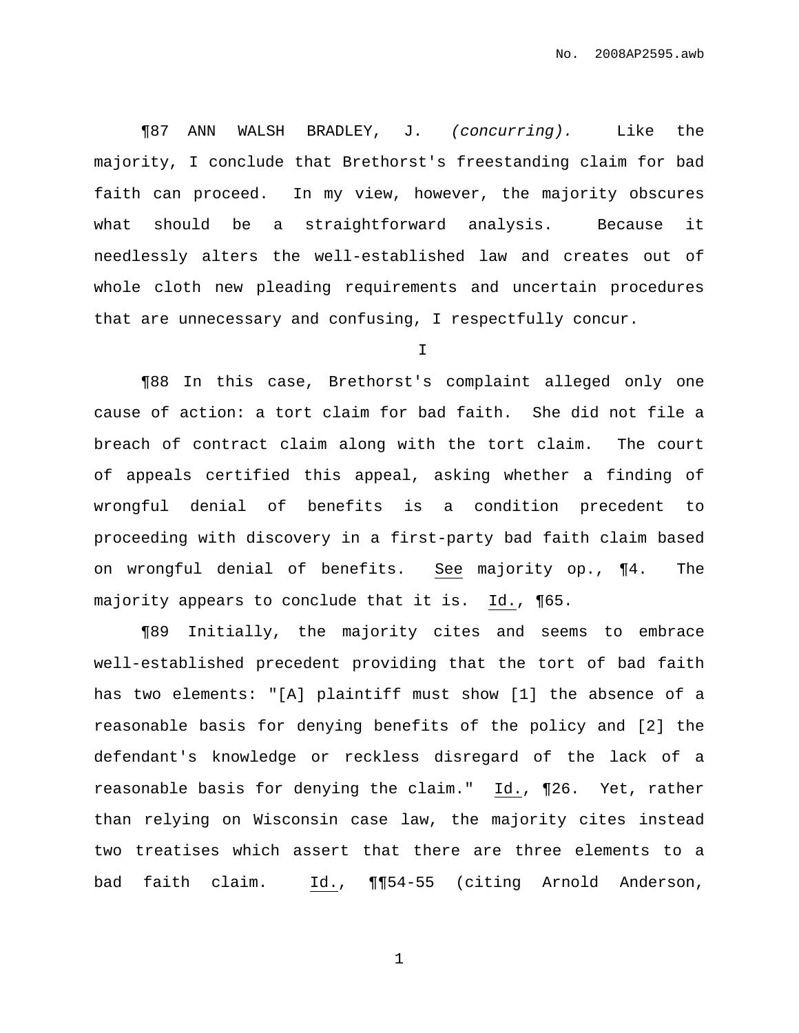¶87 ANN WALSH BRADLEY, J. *(concurring).* Like the majority, I conclude that Brethorst's freestanding claim for bad faith can proceed. In my view, however, the majority obscures what should be a straightforward analysis. Because it needlessly alters the well-established law and creates out of whole cloth new pleading requirements and uncertain procedures that are unnecessary and confusing, I respectfully concur.

I

¶88 In this case, Brethorst's complaint alleged only one cause of action: a tort claim for bad faith. She did not file a breach of contract claim along with the tort claim. The court of appeals certified this appeal, asking whether a finding of wrongful denial of benefits is a condition precedent to proceeding with discovery in a first-party bad faith claim based on wrongful denial of benefits. See majority op., ¶4. The majority appears to conclude that it is. Id., ¶65.

¶89 Initially, the majority cites and seems to embrace well-established precedent providing that the tort of bad faith has two elements: "[A] plaintiff must show [1] the absence of a reasonable basis for denying benefits of the policy and [2] the defendant's knowledge or reckless disregard of the lack of a reasonable basis for denying the claim." Id., ¶26. Yet, rather than relying on Wisconsin case law, the majority cites instead two treatises which assert that there are three elements to a bad faith claim. Id., ¶¶54-55 (citing Arnold Anderson,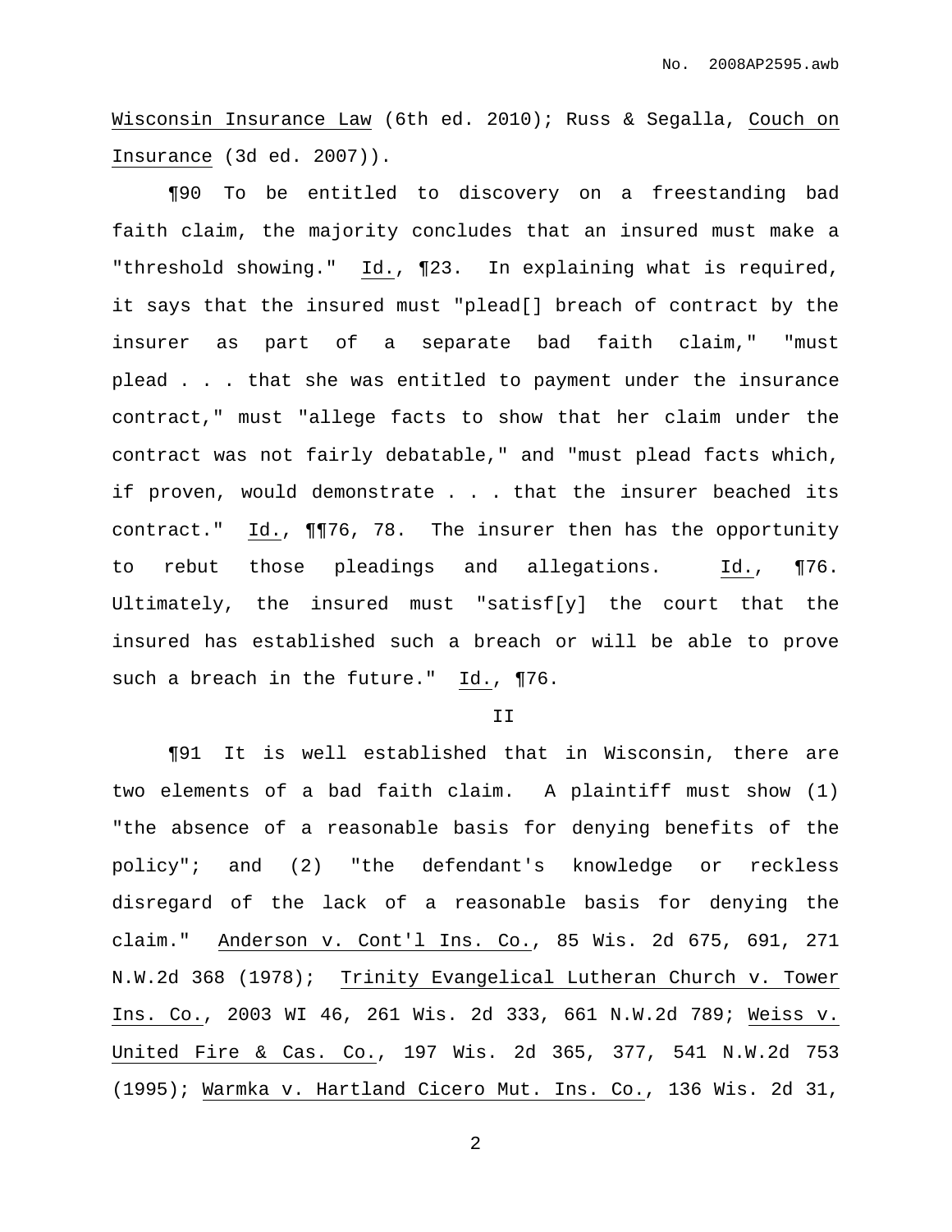Wisconsin Insurance Law (6th ed. 2010); Russ & Segalla, Couch on Insurance (3d ed. 2007)).

¶90 To be entitled to discovery on a freestanding bad faith claim, the majority concludes that an insured must make a "threshold showing." Id., ¶23. In explaining what is required, it says that the insured must "plead[] breach of contract by the insurer as part of a separate bad faith claim," "must plead . . . that she was entitled to payment under the insurance contract," must "allege facts to show that her claim under the contract was not fairly debatable," and "must plead facts which, if proven, would demonstrate . . . that the insurer beached its contract." Id., ¶¶76, 78. The insurer then has the opportunity to rebut those pleadings and allegations. Id., ¶76. Ultimately, the insured must "satisf[y] the court that the insured has established such a breach or will be able to prove such a breach in the future." Id., ¶76.

II

¶91 It is well established that in Wisconsin, there are two elements of a bad faith claim. A plaintiff must show (1) "the absence of a reasonable basis for denying benefits of the policy"; and (2) "the defendant's knowledge or reckless disregard of the lack of a reasonable basis for denying the claim." Anderson v. Cont'l Ins. Co., 85 Wis. 2d 675, 691, 271 N.W.2d 368 (1978); Trinity Evangelical Lutheran Church v. Tower Ins. Co., 2003 WI 46, 261 Wis. 2d 333, 661 N.W.2d 789; Weiss v. United Fire & Cas. Co., 197 Wis. 2d 365, 377, 541 N.W.2d 753 (1995); Warmka v. Hartland Cicero Mut. Ins. Co., 136 Wis. 2d 31,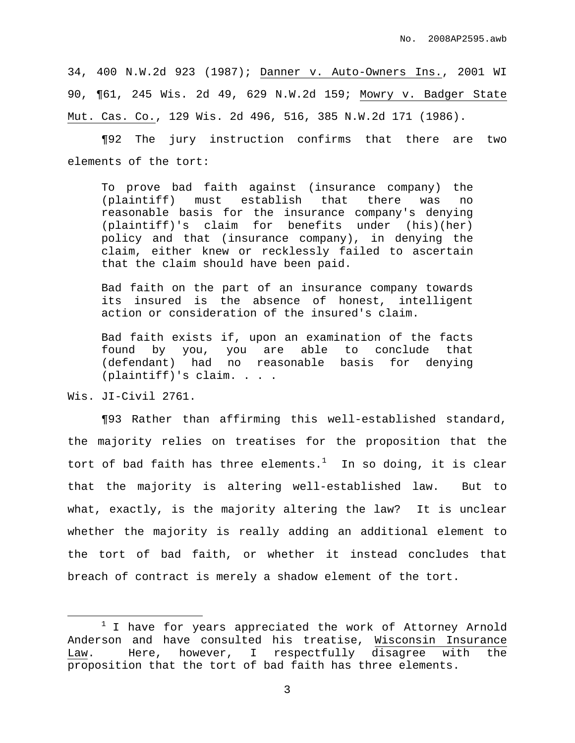34, 400 N.W.2d 923 (1987); Danner v. Auto-Owners Ins., 2001 WI 90, ¶61, 245 Wis. 2d 49, 629 N.W.2d 159; Mowry v. Badger State Mut. Cas. Co., 129 Wis. 2d 496, 516, 385 N.W.2d 171 (1986).

¶92 The jury instruction confirms that there are two elements of the tort:

> To prove bad faith against (insurance company) the (plaintiff) must establish that there was no reasonable basis for the insurance company's denying (plaintiff)'s claim for benefits under (his)(her) policy and that (insurance company), in denying the claim, either knew or recklessly failed to ascertain that the claim should have been paid.
>
> Bad faith on the part of an insurance company towards its insured is the absence of honest, intelligent action or consideration of the insured's claim.
>
> Bad faith exists if, upon an examination of the facts found by you, you are able to conclude that (defendant) had no reasonable basis for denying (plaintiff)'s claim. . . .

Wis. JI-Civil 2761.

¶93 Rather than affirming this well-established standard, the majority relies on treatises for the proposition that the tort of bad faith has three elements.[1] In so doing, it is clear that the majority is altering well-established law. But to what, exactly, is the majority altering the law? It is unclear whether the majority is really adding an additional element to the tort of bad faith, or whether it instead concludes that breach of contract is merely a shadow element of the tort.

---

[1] I have for years appreciated the work of Attorney Arnold Anderson and have consulted his treatise, Wisconsin Insurance Law. Here, however, I respectfully disagree with the proposition that the tort of bad faith has three elements.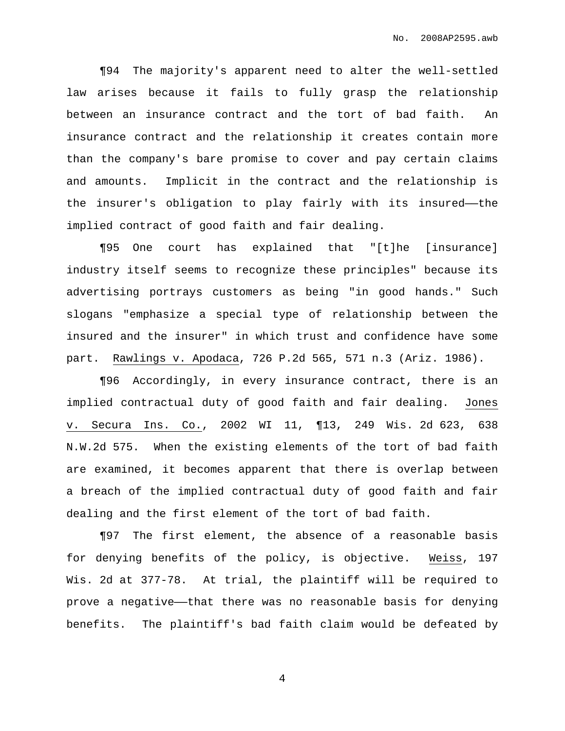¶94 The majority's apparent need to alter the well-settled law arises because it fails to fully grasp the relationship between an insurance contract and the tort of bad faith. An insurance contract and the relationship it creates contain more than the company's bare promise to cover and pay certain claims and amounts. Implicit in the contract and the relationship is the insurer's obligation to play fairly with its insured——the implied contract of good faith and fair dealing.

¶95 One court has explained that "[t]he [insurance] industry itself seems to recognize these principles" because its advertising portrays customers as being "in good hands." Such slogans "emphasize a special type of relationship between the insured and the insurer" in which trust and confidence have some part. Rawlings v. Apodaca, 726 P.2d 565, 571 n.3 (Ariz. 1986).

¶96 Accordingly, in every insurance contract, there is an implied contractual duty of good faith and fair dealing. Jones v. Secura Ins. Co., 2002 WI 11, ¶13, 249 Wis. 2d 623, 638 N.W.2d 575. When the existing elements of the tort of bad faith are examined, it becomes apparent that there is overlap between a breach of the implied contractual duty of good faith and fair dealing and the first element of the tort of bad faith.

¶97 The first element, the absence of a reasonable basis for denying benefits of the policy, is objective. Weiss, 197 Wis. 2d at 377-78. At trial, the plaintiff will be required to prove a negative——that there was no reasonable basis for denying benefits. The plaintiff's bad faith claim would be defeated by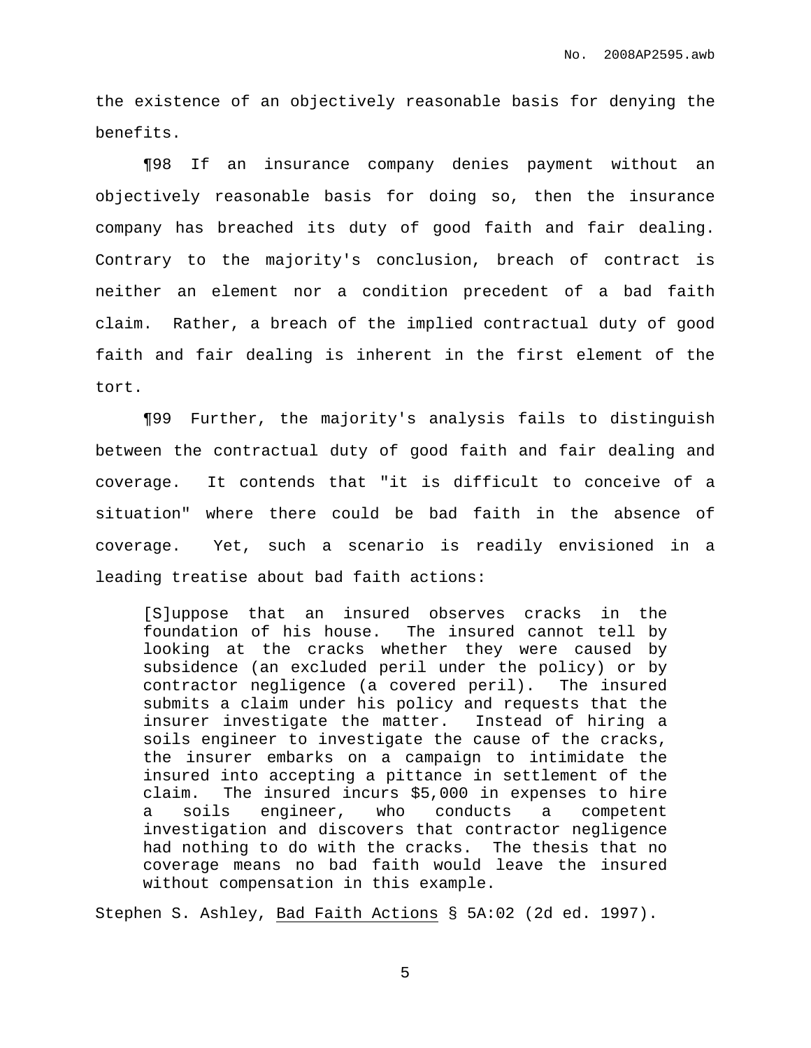the existence of an objectively reasonable basis for denying the benefits.

¶98 If an insurance company denies payment without an objectively reasonable basis for doing so, then the insurance company has breached its duty of good faith and fair dealing. Contrary to the majority's conclusion, breach of contract is neither an element nor a condition precedent of a bad faith claim. Rather, a breach of the implied contractual duty of good faith and fair dealing is inherent in the first element of the tort.

¶99 Further, the majority's analysis fails to distinguish between the contractual duty of good faith and fair dealing and coverage. It contends that "it is difficult to conceive of a situation" where there could be bad faith in the absence of coverage. Yet, such a scenario is readily envisioned in a leading treatise about bad faith actions:

> [S]uppose that an insured observes cracks in the foundation of his house. The insured cannot tell by looking at the cracks whether they were caused by subsidence (an excluded peril under the policy) or by contractor negligence (a covered peril). The insured submits a claim under his policy and requests that the insurer investigate the matter. Instead of hiring a soils engineer to investigate the cause of the cracks, the insurer embarks on a campaign to intimidate the insured into accepting a pittance in settlement of the claim. The insured incurs $5,000 in expenses to hire a soils engineer, who conducts a competent investigation and discovers that contractor negligence had nothing to do with the cracks. The thesis that no coverage means no bad faith would leave the insured without compensation in this example.

Stephen S. Ashley, Bad Faith Actions § 5A:02 (2d ed. 1997).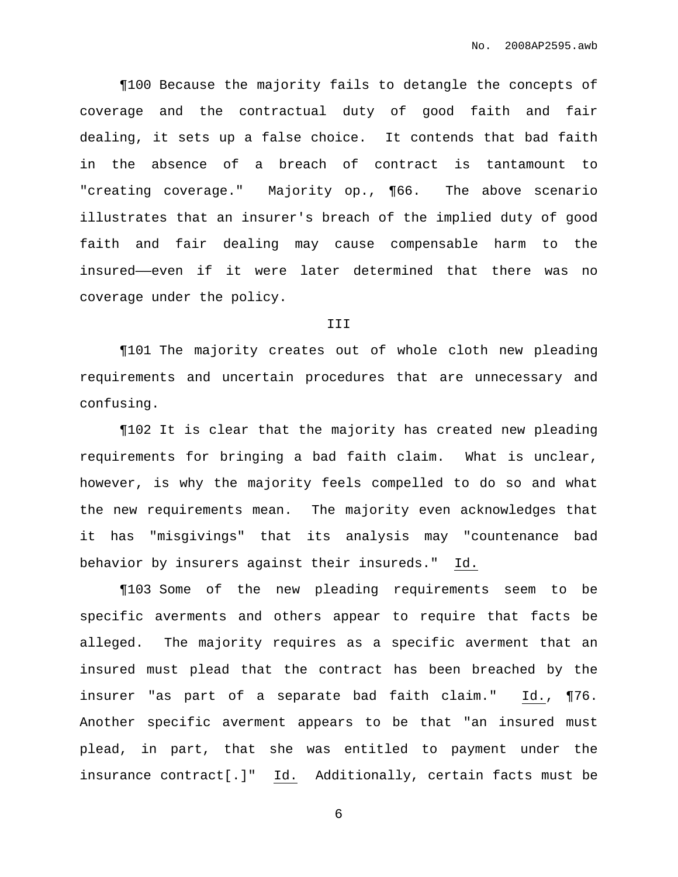¶100 Because the majority fails to detangle the concepts of coverage and the contractual duty of good faith and fair dealing, it sets up a false choice. It contends that bad faith in the absence of a breach of contract is tantamount to "creating coverage." Majority op., ¶66. The above scenario illustrates that an insurer's breach of the implied duty of good faith and fair dealing may cause compensable harm to the insured——even if it were later determined that there was no coverage under the policy.

III

¶101 The majority creates out of whole cloth new pleading requirements and uncertain procedures that are unnecessary and confusing.

¶102 It is clear that the majority has created new pleading requirements for bringing a bad faith claim. What is unclear, however, is why the majority feels compelled to do so and what the new requirements mean. The majority even acknowledges that it has "misgivings" that its analysis may "countenance bad behavior by insurers against their insureds." Id.

¶103 Some of the new pleading requirements seem to be specific averments and others appear to require that facts be alleged. The majority requires as a specific averment that an insured must plead that the contract has been breached by the insurer "as part of a separate bad faith claim." Id., ¶76. Another specific averment appears to be that "an insured must plead, in part, that she was entitled to payment under the insurance contract[.]" Id. Additionally, certain facts must be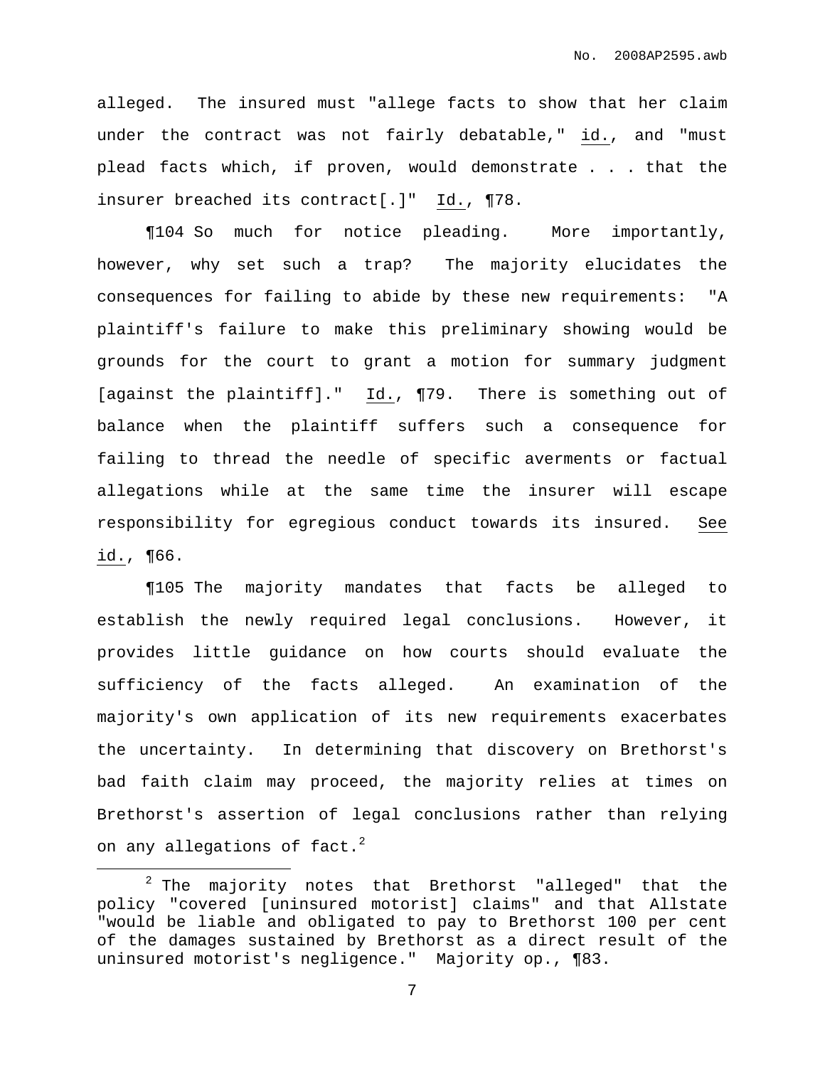alleged. The insured must "allege facts to show that her claim under the contract was not fairly debatable," id., and "must plead facts which, if proven, would demonstrate . . . that the insurer breached its contract[.]" Id., ¶78.

¶104 So much for notice pleading. More importantly, however, why set such a trap? The majority elucidates the consequences for failing to abide by these new requirements: "A plaintiff's failure to make this preliminary showing would be grounds for the court to grant a motion for summary judgment [against the plaintiff]." Id., ¶79. There is something out of balance when the plaintiff suffers such a consequence for failing to thread the needle of specific averments or factual allegations while at the same time the insurer will escape responsibility for egregious conduct towards its insured. See id., ¶66.

¶105 The majority mandates that facts be alleged to establish the newly required legal conclusions. However, it provides little guidance on how courts should evaluate the sufficiency of the facts alleged. An examination of the majority's own application of its new requirements exacerbates the uncertainty. In determining that discovery on Brethorst's bad faith claim may proceed, the majority relies at times on Brethorst's assertion of legal conclusions rather than relying on any allegations of fact.[2]

[2] The majority notes that Brethorst "alleged" that the policy "covered [uninsured motorist] claims" and that Allstate "would be liable and obligated to pay to Brethorst 100 per cent of the damages sustained by Brethorst as a direct result of the uninsured motorist's negligence." Majority op., ¶83.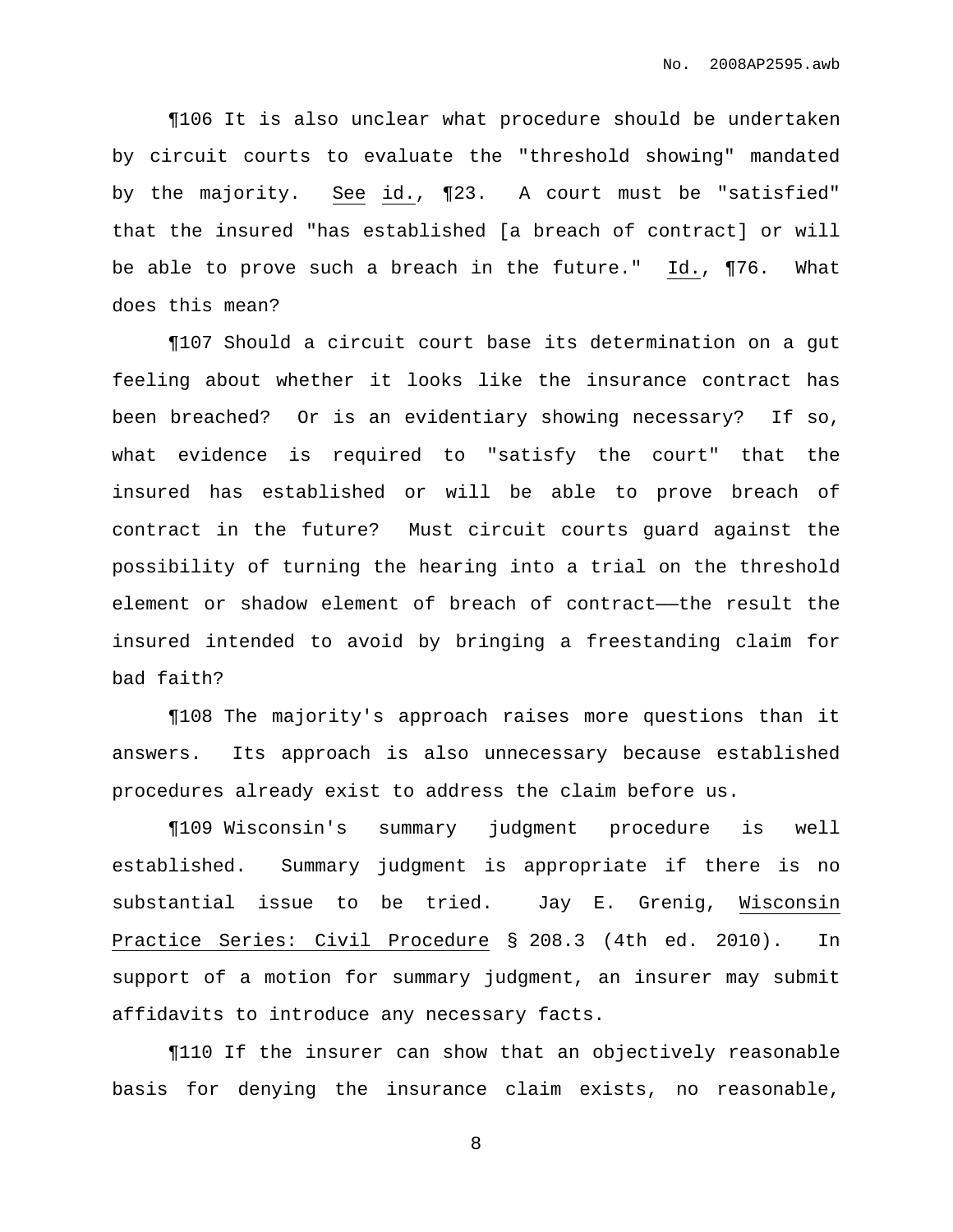¶106 It is also unclear what procedure should be undertaken by circuit courts to evaluate the "threshold showing" mandated by the majority. See id., ¶23. A court must be "satisfied" that the insured "has established [a breach of contract] or will be able to prove such a breach in the future." Id., ¶76. What does this mean?

¶107 Should a circuit court base its determination on a gut feeling about whether it looks like the insurance contract has been breached? Or is an evidentiary showing necessary? If so, what evidence is required to "satisfy the court" that the insured has established or will be able to prove breach of contract in the future? Must circuit courts guard against the possibility of turning the hearing into a trial on the threshold element or shadow element of breach of contract——the result the insured intended to avoid by bringing a freestanding claim for bad faith?

¶108 The majority's approach raises more questions than it answers. Its approach is also unnecessary because established procedures already exist to address the claim before us.

¶109 Wisconsin's summary judgment procedure is well established. Summary judgment is appropriate if there is no substantial issue to be tried. Jay E. Grenig, Wisconsin Practice Series: Civil Procedure § 208.3 (4th ed. 2010). In support of a motion for summary judgment, an insurer may submit affidavits to introduce any necessary facts.

¶110 If the insurer can show that an objectively reasonable basis for denying the insurance claim exists, no reasonable,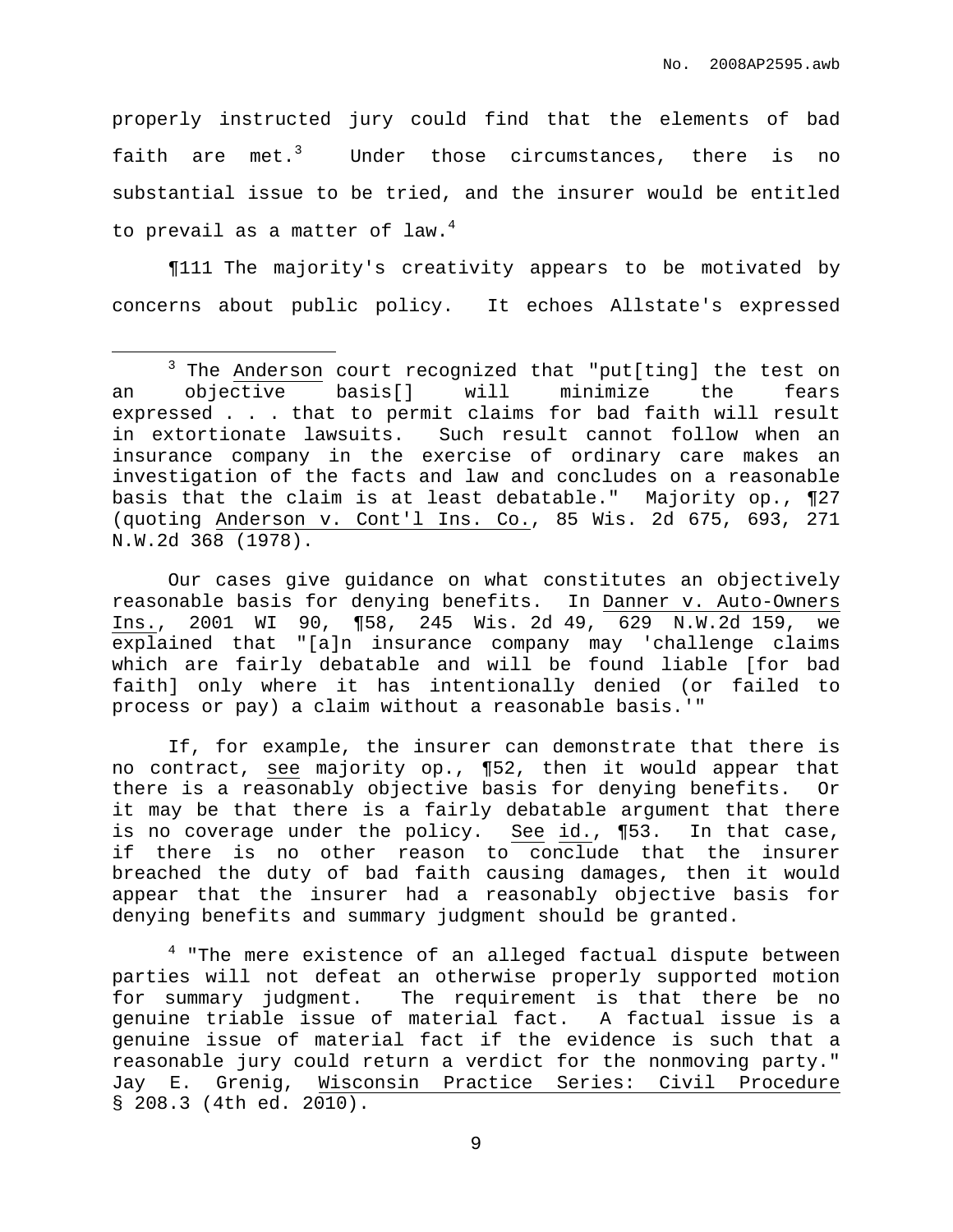properly instructed jury could find that the elements of bad faith are met.[3] Under those circumstances, there is no substantial issue to be tried, and the insurer would be entitled to prevail as a matter of law.[4]

¶111 The majority's creativity appears to be motivated by concerns about public policy. It echoes Allstate's expressed

---

[3] The Anderson court recognized that "put[ting] the test on an objective basis[] will minimize the fears expressed . . . that to permit claims for bad faith will result in extortionate lawsuits. Such result cannot follow when an insurance company in the exercise of ordinary care makes an investigation of the facts and law and concludes on a reasonable basis that the claim is at least debatable." Majority op., ¶27 (quoting Anderson v. Cont'l Ins. Co., 85 Wis. 2d 675, 693, 271 N.W.2d 368 (1978).

Our cases give guidance on what constitutes an objectively reasonable basis for denying benefits. In Danner v. Auto-Owners Ins., 2001 WI 90, ¶58, 245 Wis. 2d 49, 629 N.W.2d 159, we explained that "[a]n insurance company may 'challenge claims which are fairly debatable and will be found liable [for bad faith] only where it has intentionally denied (or failed to process or pay) a claim without a reasonable basis.'"

If, for example, the insurer can demonstrate that there is no contract, see majority op., ¶52, then it would appear that there is a reasonably objective basis for denying benefits. Or it may be that there is a fairly debatable argument that there is no coverage under the policy. See id., ¶53. In that case, if there is no other reason to conclude that the insurer breached the duty of bad faith causing damages, then it would appear that the insurer had a reasonably objective basis for denying benefits and summary judgment should be granted.

[4] "The mere existence of an alleged factual dispute between parties will not defeat an otherwise properly supported motion for summary judgment. The requirement is that there be no genuine triable issue of material fact. A factual issue is a genuine issue of material fact if the evidence is such that a reasonable jury could return a verdict for the nonmoving party." Jay E. Grenig, Wisconsin Practice Series: Civil Procedure § 208.3 (4th ed. 2010).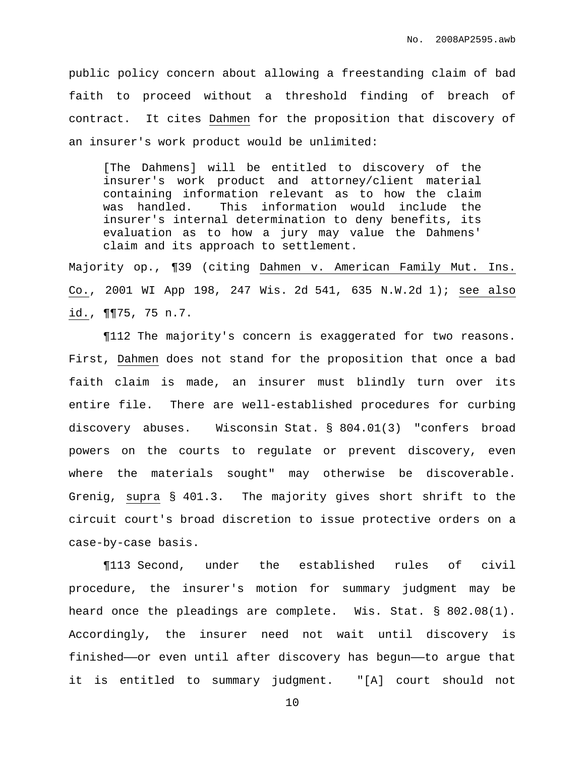public policy concern about allowing a freestanding claim of bad faith to proceed without a threshold finding of breach of contract. It cites Dahmen for the proposition that discovery of an insurer's work product would be unlimited:

> [The Dahmens] will be entitled to discovery of the insurer's work product and attorney/client material containing information relevant as to how the claim was handled. This information would include the insurer's internal determination to deny benefits, its evaluation as to how a jury may value the Dahmens' claim and its approach to settlement.

Majority op., ¶39 (citing Dahmen v. American Family Mut. Ins. Co., 2001 WI App 198, 247 Wis. 2d 541, 635 N.W.2d 1); see also id., ¶¶75, 75 n.7.

¶112 The majority's concern is exaggerated for two reasons. First, Dahmen does not stand for the proposition that once a bad faith claim is made, an insurer must blindly turn over its entire file. There are well-established procedures for curbing discovery abuses. Wisconsin Stat. § 804.01(3) "confers broad powers on the courts to regulate or prevent discovery, even where the materials sought" may otherwise be discoverable. Grenig, supra § 401.3. The majority gives short shrift to the circuit court's broad discretion to issue protective orders on a case-by-case basis.

¶113 Second, under the established rules of civil procedure, the insurer's motion for summary judgment may be heard once the pleadings are complete. Wis. Stat. § 802.08(1). Accordingly, the insurer need not wait until discovery is finished——or even until after discovery has begun——to argue that it is entitled to summary judgment. "[A] court should not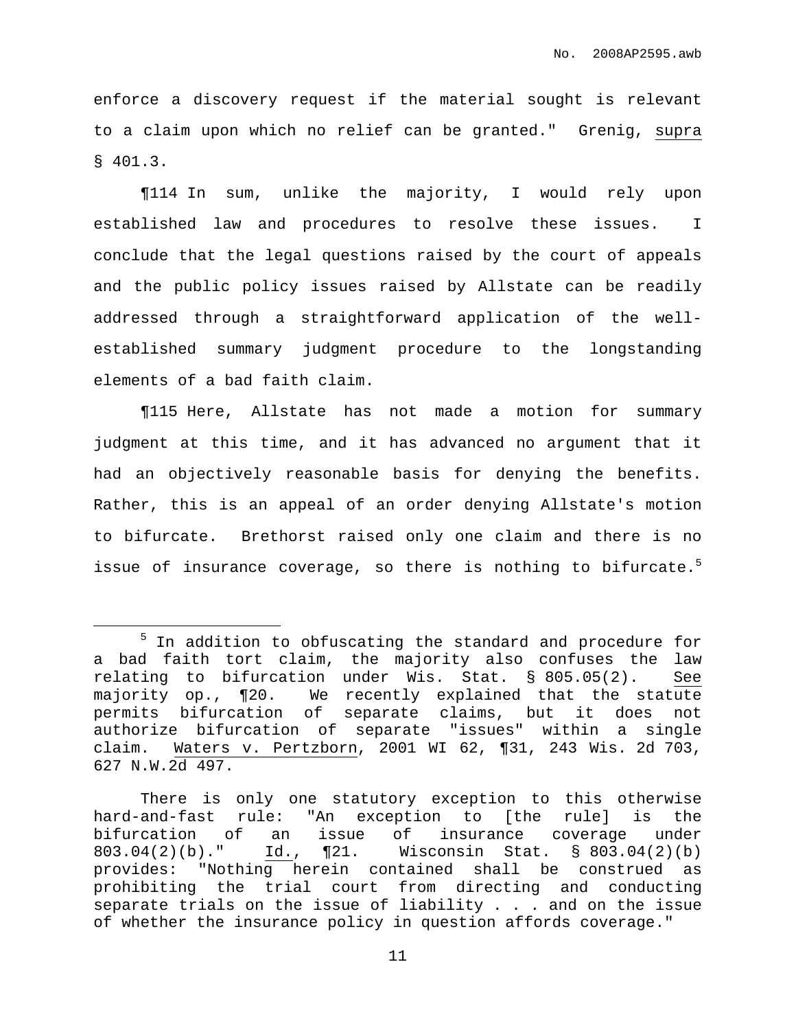enforce a discovery request if the material sought is relevant to a claim upon which no relief can be granted." Grenig, supra § 401.3.

¶114 In sum, unlike the majority, I would rely upon established law and procedures to resolve these issues. I conclude that the legal questions raised by the court of appeals and the public policy issues raised by Allstate can be readily addressed through a straightforward application of the well-established summary judgment procedure to the longstanding elements of a bad faith claim.

¶115 Here, Allstate has not made a motion for summary judgment at this time, and it has advanced no argument that it had an objectively reasonable basis for denying the benefits. Rather, this is an appeal of an order denying Allstate's motion to bifurcate. Brethorst raised only one claim and there is no issue of insurance coverage, so there is nothing to bifurcate.[5]

---

[5] In addition to obfuscating the standard and procedure for a bad faith tort claim, the majority also confuses the law relating to bifurcation under Wis. Stat. § 805.05(2). See majority op., ¶20. We recently explained that the statute permits bifurcation of separate claims, but it does not authorize bifurcation of separate "issues" within a single claim. Waters v. Pertzborn, 2001 WI 62, ¶31, 243 Wis. 2d 703, 627 N.W.2d 497.

There is only one statutory exception to this otherwise hard-and-fast rule: "An exception to [the rule] is the bifurcation of an issue of insurance coverage under 803.04(2)(b)." Id., ¶21. Wisconsin Stat. § 803.04(2)(b) provides: "Nothing herein contained shall be construed as prohibiting the trial court from directing and conducting separate trials on the issue of liability . . . and on the issue of whether the insurance policy in question affords coverage."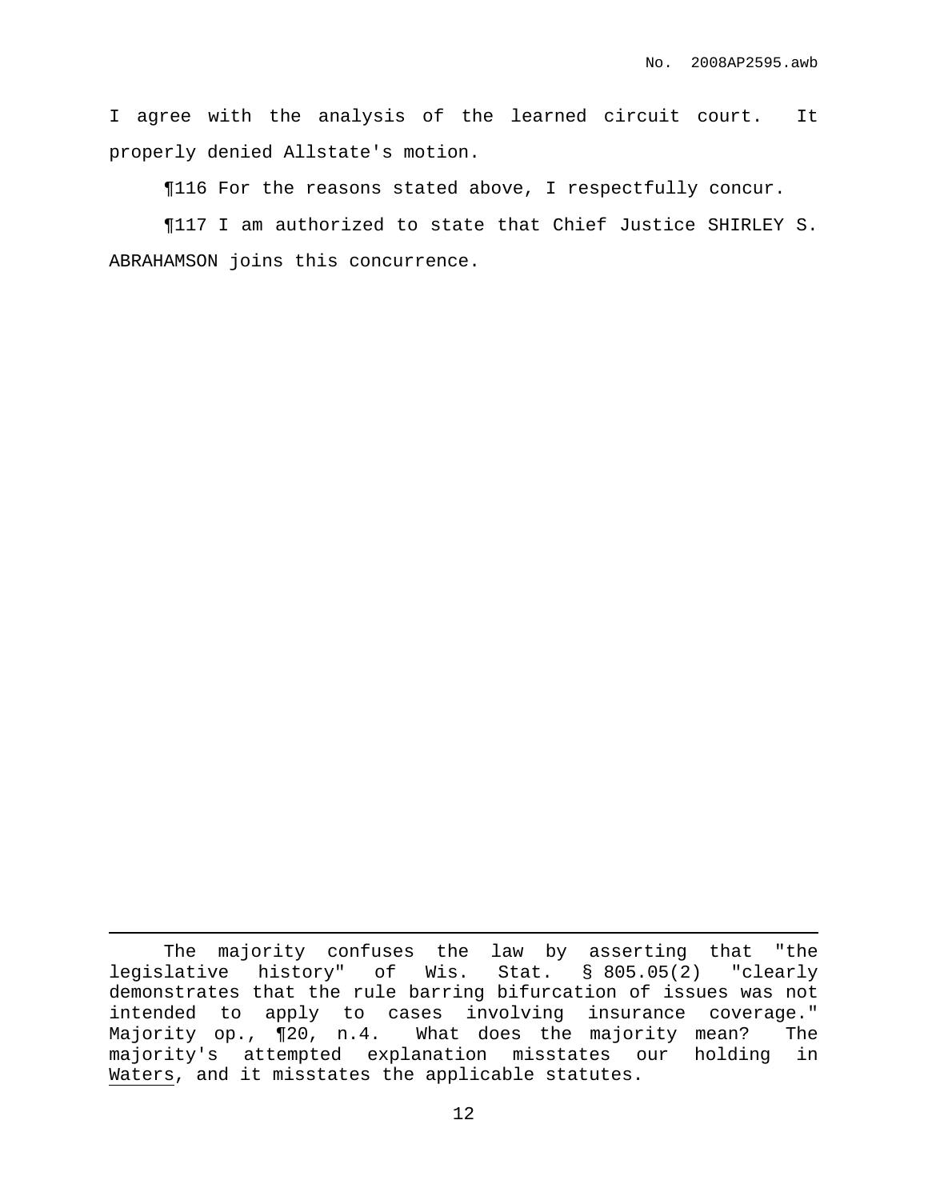I agree with the analysis of the learned circuit court. It properly denied Allstate's motion.

¶116 For the reasons stated above, I respectfully concur.

¶117 I am authorized to state that Chief Justice SHIRLEY S. ABRAHAMSON joins this concurrence.

---

The majority confuses the law by asserting that "the legislative history" of Wis. Stat. § 805.05(2) "clearly demonstrates that the rule barring bifurcation of issues was not intended to apply to cases involving insurance coverage." Majority op., ¶20, n.4. What does the majority mean? The majority's attempted explanation misstates our holding in Waters, and it misstates the applicable statutes.